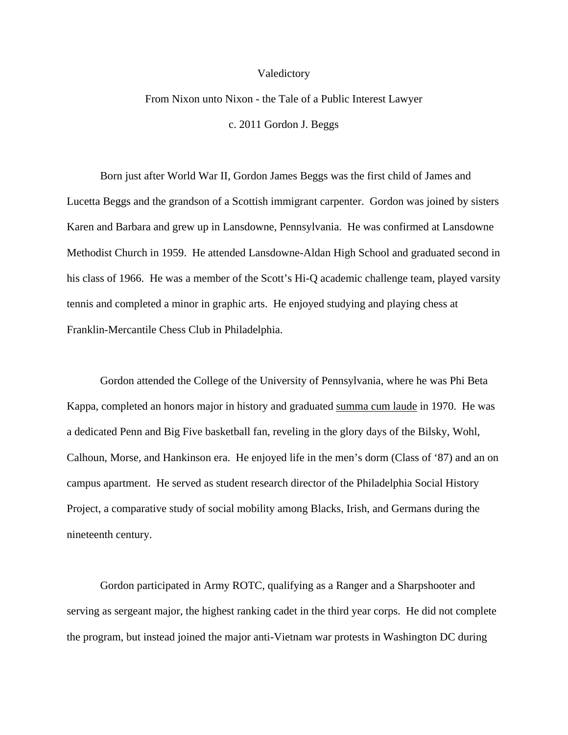# Valedictory

## From Nixon unto Nixon - the Tale of a Public Interest Lawyer

c. 2011 Gordon J. Beggs

Born just after World War II, Gordon James Beggs was the first child of James and Lucetta Beggs and the grandson of a Scottish immigrant carpenter. Gordon was joined by sisters Karen and Barbara and grew up in Lansdowne, Pennsylvania. He was confirmed at Lansdowne Methodist Church in 1959. He attended Lansdowne-Aldan High School and graduated second in his class of 1966. He was a member of the Scott's Hi-Q academic challenge team, played varsity tennis and completed a minor in graphic arts. He enjoyed studying and playing chess at Franklin-Mercantile Chess Club in Philadelphia.

Gordon attended the College of the University of Pennsylvania, where he was Phi Beta Kappa, completed an honors major in history and graduated <u>summa cum laude</u> in 1970. He was a dedicated Penn and Big Five basketball fan, reveling in the glory days of the Bilsky, Wohl, Calhoun, Morse, and Hankinson era. He enjoyed life in the men's dorm (Class of '87) and an on campus apartment. He served as student research director of the Philadelphia Social History Project, a comparative study of social mobility among Blacks, Irish, and Germans during the nineteenth century.

Gordon participated in Army ROTC, qualifying as a Ranger and a Sharpshooter and serving as sergeant major, the highest ranking cadet in the third year corps. He did not complete the program, but instead joined the major anti-Vietnam war protests in Washington DC during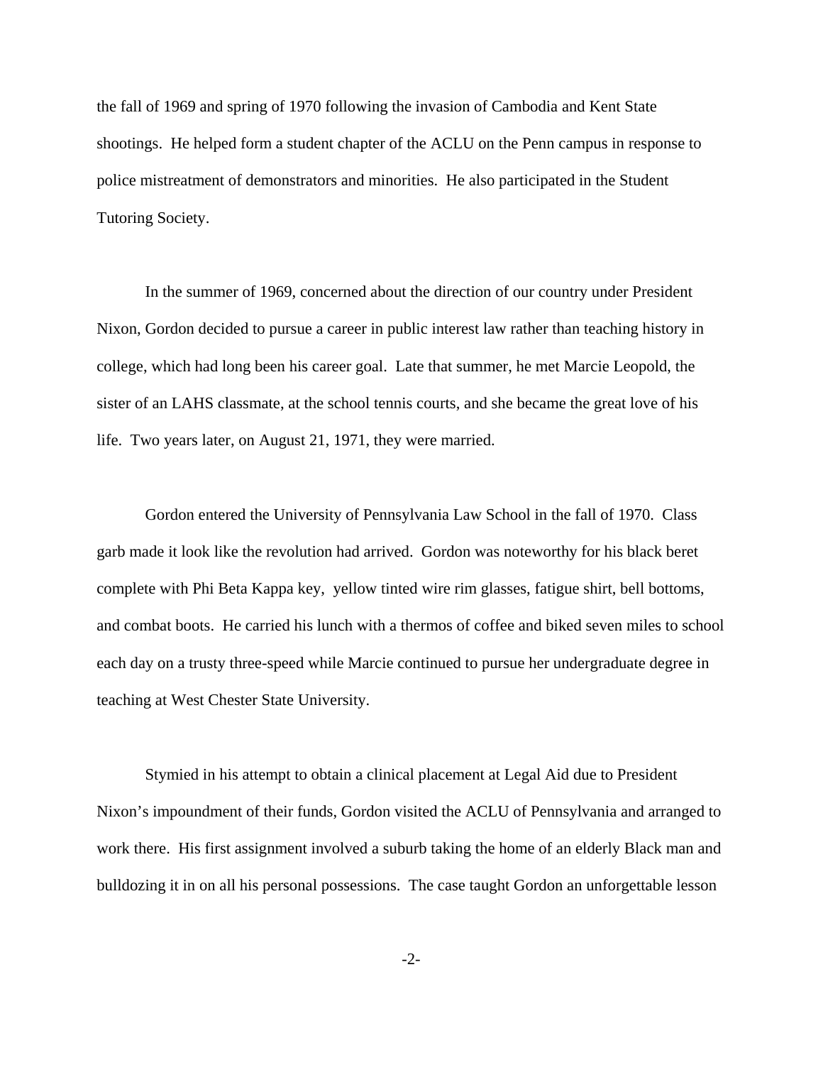the fall of 1969 and spring of 1970 following the invasion of Cambodia and Kent State shootings. He helped form a student chapter of the ACLU on the Penn campus in response to police mistreatment of demonstrators and minorities. He also participated in the Student Tutoring Society.

In the summer of 1969, concerned about the direction of our country under President Nixon, Gordon decided to pursue a career in public interest law rather than teaching history in college, which had long been his career goal. Late that summer, he met Marcie Leopold, the sister of an LAHS classmate, at the school tennis courts, and she became the great love of his life. Two years later, on August 21, 1971, they were married.

Gordon entered the University of Pennsylvania Law School in the fall of 1970. Class garb made it look like the revolution had arrived. Gordon was noteworthy for his black beret complete with Phi Beta Kappa key, yellow tinted wire rim glasses, fatigue shirt, bell bottoms, and combat boots. He carried his lunch with a thermos of coffee and biked seven miles to school each day on a trusty three-speed while Marcie continued to pursue her undergraduate degree in teaching at West Chester State University.

Stymied in his attempt to obtain a clinical placement at Legal Aid due to President Nixon's impoundment of their funds, Gordon visited the ACLU of Pennsylvania and arranged to work there. His first assignment involved a suburb taking the home of an elderly Black man and bulldozing it in on all his personal possessions. The case taught Gordon an unforgettable lesson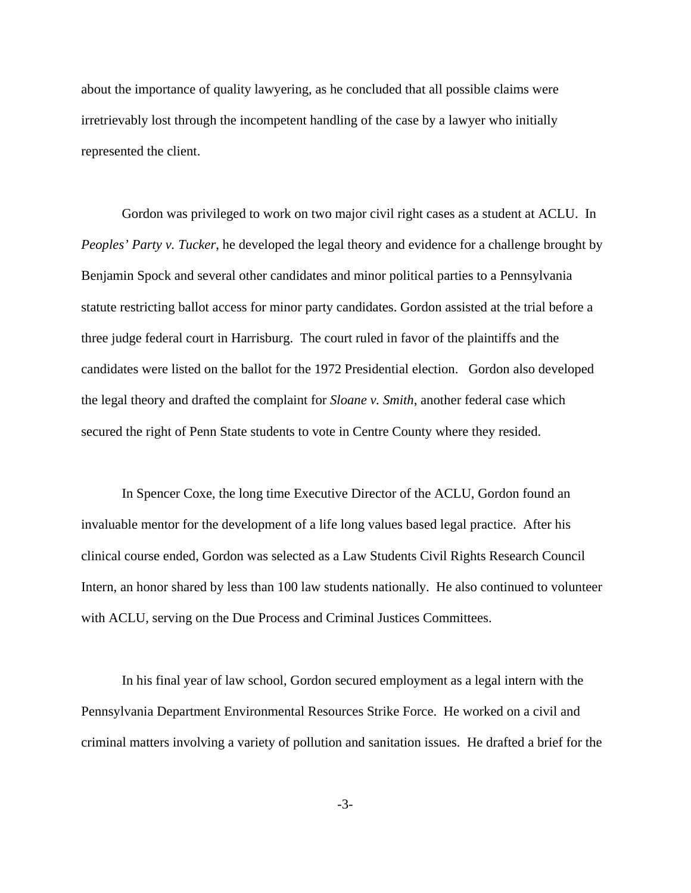about the importance of quality lawyering, as he concluded that all possible claims were irretrievably lost through the incompetent handling of the case by a lawyer who initially represented the client.

Gordon was privileged to work on two major civil right cases as a student at ACLU. In *Peoples' Party v. Tucker*, he developed the legal theory and evidence for a challenge brought by Benjamin Spock and several other candidates and minor political parties to a Pennsylvania statute restricting ballot access for minor party candidates. Gordon assisted at the trial before a three judge federal court in Harrisburg. The court ruled in favor of the plaintiffs and the candidates were listed on the ballot for the 1972 Presidential election. Gordon also developed the legal theory and drafted the complaint for *Sloane v. Smith*, another federal case which secured the right of Penn State students to vote in Centre County where they resided.

In Spencer Coxe, the long time Executive Director of the ACLU, Gordon found an invaluable mentor for the development of a life long values based legal practice. After his clinical course ended, Gordon was selected as a Law Students Civil Rights Research Council Intern, an honor shared by less than 100 law students nationally. He also continued to volunteer with ACLU, serving on the Due Process and Criminal Justices Committees.

In his final year of law school, Gordon secured employment as a legal intern with the Pennsylvania Department Environmental Resources Strike Force. He worked on a civil and criminal matters involving a variety of pollution and sanitation issues. He drafted a brief for the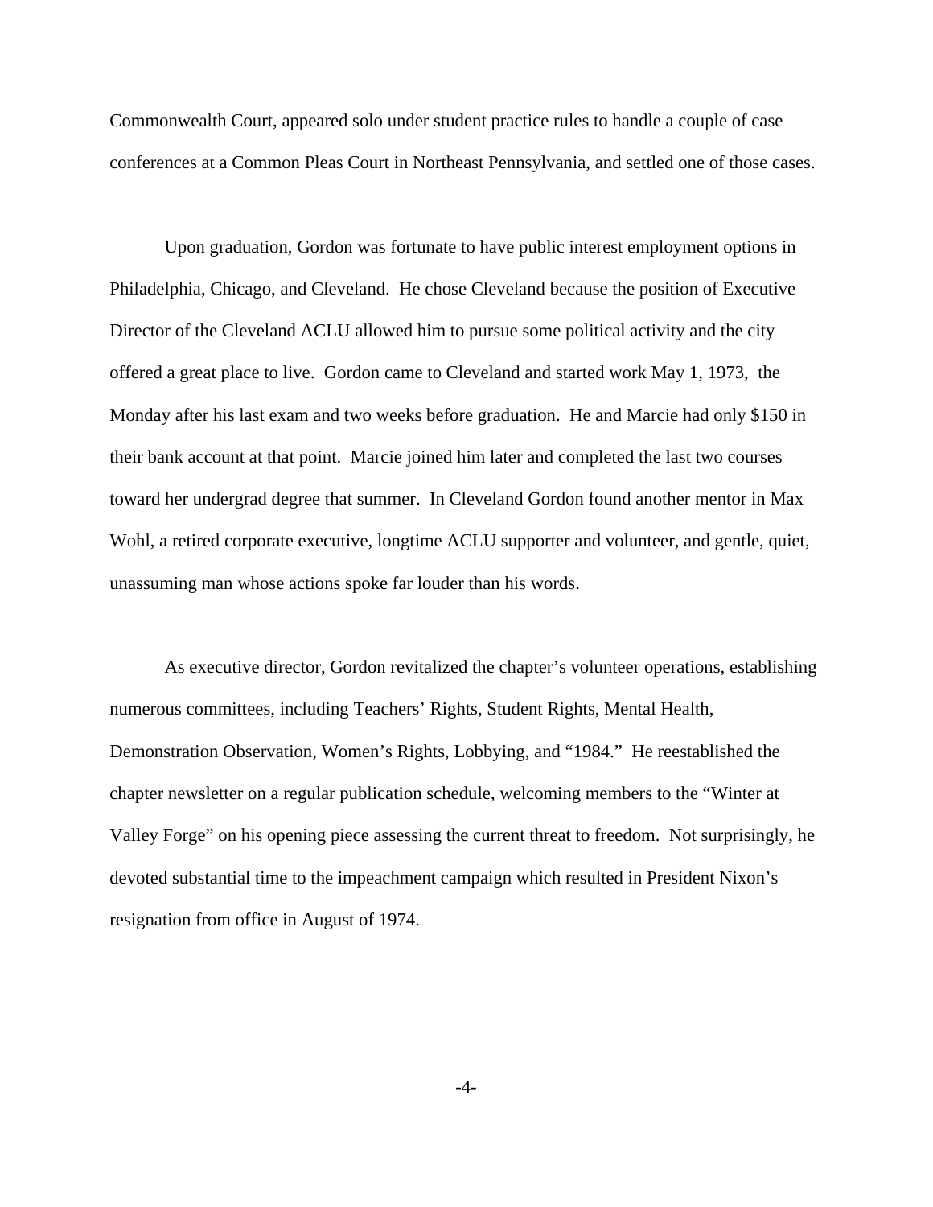Commonwealth Court, appeared solo under student practice rules to handle a couple of case conferences at a Common Pleas Court in Northeast Pennsylvania, and settled one of those cases.

Upon graduation, Gordon was fortunate to have public interest employment options in Philadelphia, Chicago, and Cleveland. He chose Cleveland because the position of Executive Director of the Cleveland ACLU allowed him to pursue some political activity and the city offered a great place to live. Gordon came to Cleveland and started work May 1, 1973, the Monday after his last exam and two weeks before graduation. He and Marcie had only $150 in their bank account at that point. Marcie joined him later and completed the last two courses toward her undergrad degree that summer. In Cleveland Gordon found another mentor in Max Wohl, a retired corporate executive, longtime ACLU supporter and volunteer, and gentle, quiet, unassuming man whose actions spoke far louder than his words.

As executive director, Gordon revitalized the chapter's volunteer operations, establishing numerous committees, including Teachers' Rights, Student Rights, Mental Health, Demonstration Observation, Women's Rights, Lobbying, and "1984." He reestablished the chapter newsletter on a regular publication schedule, welcoming members to the "Winter at Valley Forge" on his opening piece assessing the current threat to freedom. Not surprisingly, he devoted substantial time to the impeachment campaign which resulted in President Nixon's resignation from office in August of 1974.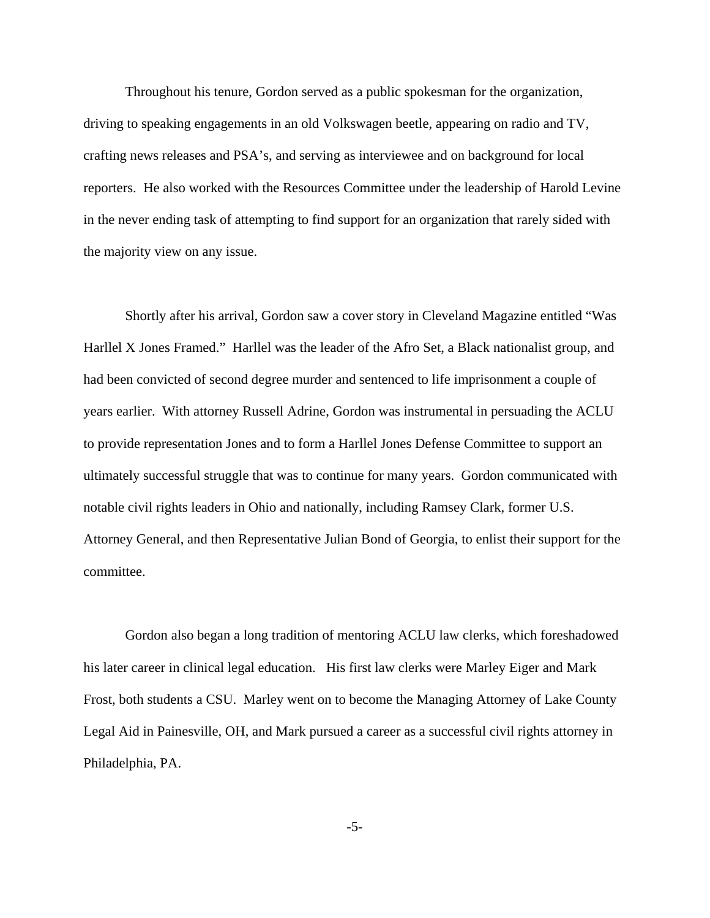Throughout his tenure, Gordon served as a public spokesman for the organization, driving to speaking engagements in an old Volkswagen beetle, appearing on radio and TV, crafting news releases and PSA's, and serving as interviewee and on background for local reporters. He also worked with the Resources Committee under the leadership of Harold Levine in the never ending task of attempting to find support for an organization that rarely sided with the majority view on any issue.

Shortly after his arrival, Gordon saw a cover story in Cleveland Magazine entitled "Was Harllel X Jones Framed." Harllel was the leader of the Afro Set, a Black nationalist group, and had been convicted of second degree murder and sentenced to life imprisonment a couple of years earlier. With attorney Russell Adrine, Gordon was instrumental in persuading the ACLU to provide representation Jones and to form a Harllel Jones Defense Committee to support an ultimately successful struggle that was to continue for many years. Gordon communicated with notable civil rights leaders in Ohio and nationally, including Ramsey Clark, former U.S. Attorney General, and then Representative Julian Bond of Georgia, to enlist their support for the committee.

Gordon also began a long tradition of mentoring ACLU law clerks, which foreshadowed his later career in clinical legal education. His first law clerks were Marley Eiger and Mark Frost, both students a CSU. Marley went on to become the Managing Attorney of Lake County Legal Aid in Painesville, OH, and Mark pursued a career as a successful civil rights attorney in Philadelphia, PA.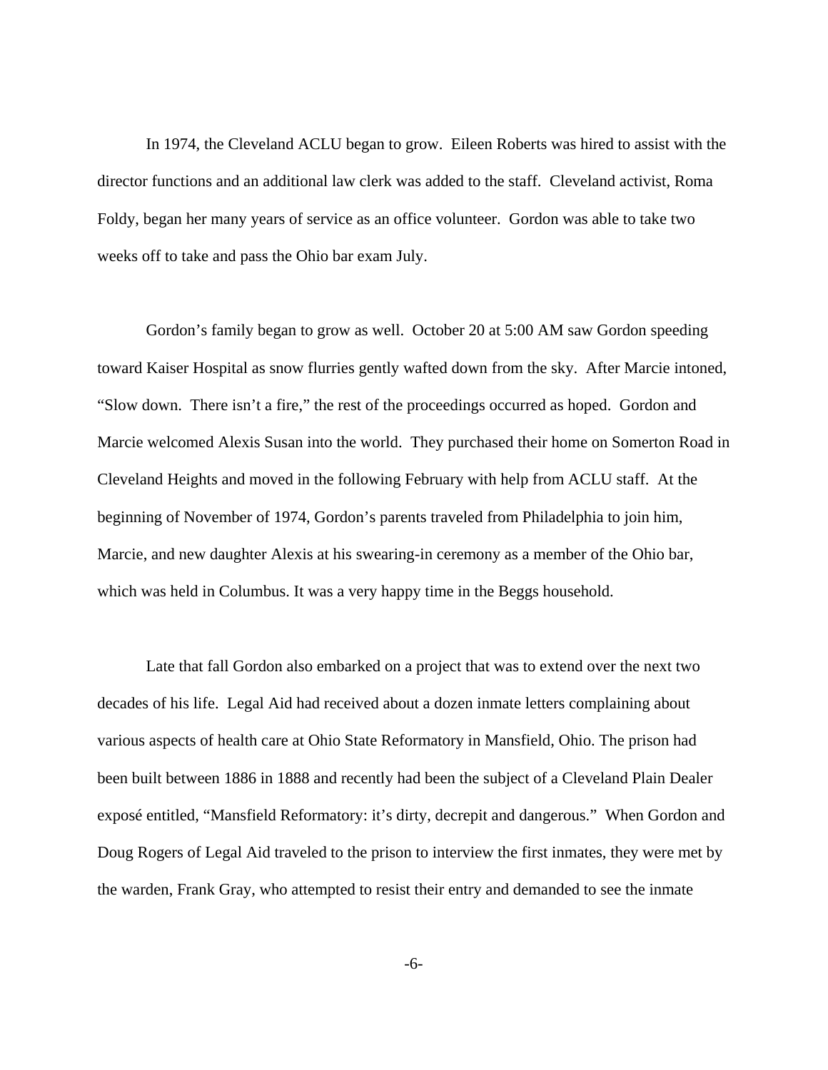In 1974, the Cleveland ACLU began to grow. Eileen Roberts was hired to assist with the director functions and an additional law clerk was added to the staff. Cleveland activist, Roma Foldy, began her many years of service as an office volunteer. Gordon was able to take two weeks off to take and pass the Ohio bar exam July.

Gordon's family began to grow as well. October 20 at 5:00 AM saw Gordon speeding toward Kaiser Hospital as snow flurries gently wafted down from the sky. After Marcie intoned, "Slow down. There isn't a fire," the rest of the proceedings occurred as hoped. Gordon and Marcie welcomed Alexis Susan into the world. They purchased their home on Somerton Road in Cleveland Heights and moved in the following February with help from ACLU staff. At the beginning of November of 1974, Gordon's parents traveled from Philadelphia to join him, Marcie, and new daughter Alexis at his swearing-in ceremony as a member of the Ohio bar, which was held in Columbus. It was a very happy time in the Beggs household.

Late that fall Gordon also embarked on a project that was to extend over the next two decades of his life. Legal Aid had received about a dozen inmate letters complaining about various aspects of health care at Ohio State Reformatory in Mansfield, Ohio. The prison had been built between 1886 in 1888 and recently had been the subject of a Cleveland Plain Dealer exposé entitled, "Mansfield Reformatory: it's dirty, decrepit and dangerous." When Gordon and Doug Rogers of Legal Aid traveled to the prison to interview the first inmates, they were met by the warden, Frank Gray, who attempted to resist their entry and demanded to see the inmate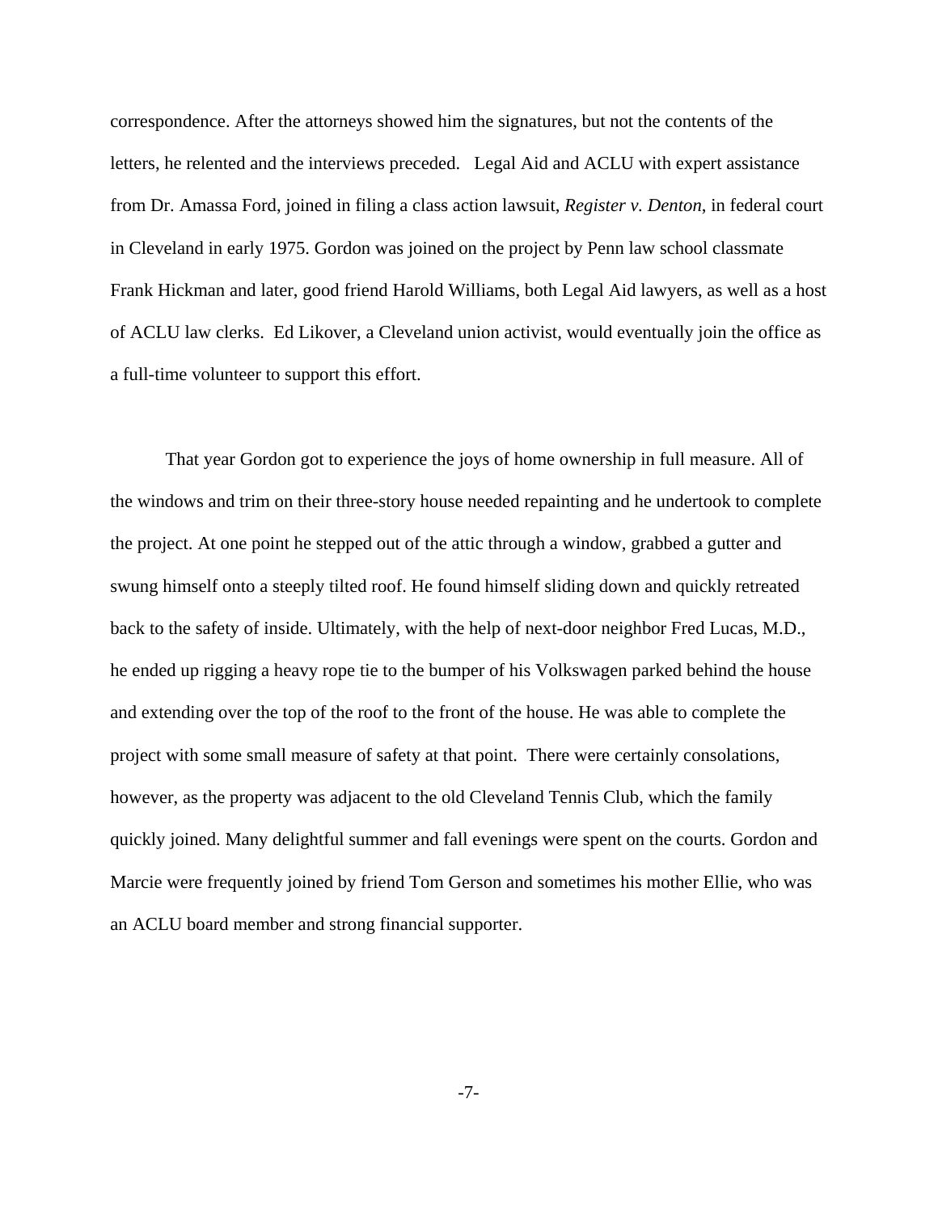correspondence. After the attorneys showed him the signatures, but not the contents of the letters, he relented and the interviews preceded. Legal Aid and ACLU with expert assistance from Dr. Amassa Ford, joined in filing a class action lawsuit, *Register v. Denton*, in federal court in Cleveland in early 1975. Gordon was joined on the project by Penn law school classmate Frank Hickman and later, good friend Harold Williams, both Legal Aid lawyers, as well as a host of ACLU law clerks. Ed Likover, a Cleveland union activist, would eventually join the office as a full-time volunteer to support this effort.

That year Gordon got to experience the joys of home ownership in full measure. All of the windows and trim on their three-story house needed repainting and he undertook to complete the project. At one point he stepped out of the attic through a window, grabbed a gutter and swung himself onto a steeply tilted roof. He found himself sliding down and quickly retreated back to the safety of inside. Ultimately, with the help of next-door neighbor Fred Lucas, M.D., he ended up rigging a heavy rope tie to the bumper of his Volkswagen parked behind the house and extending over the top of the roof to the front of the house. He was able to complete the project with some small measure of safety at that point. There were certainly consolations, however, as the property was adjacent to the old Cleveland Tennis Club, which the family quickly joined. Many delightful summer and fall evenings were spent on the courts. Gordon and Marcie were frequently joined by friend Tom Gerson and sometimes his mother Ellie, who was an ACLU board member and strong financial supporter.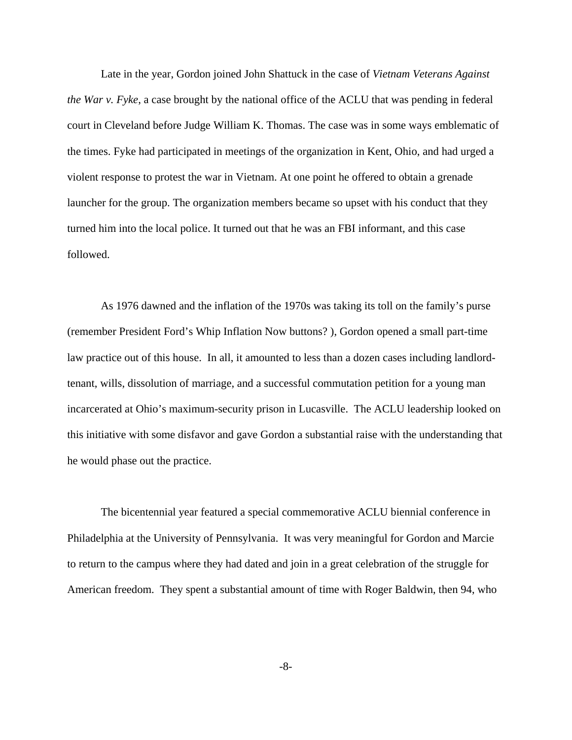Late in the year, Gordon joined John Shattuck in the case of *Vietnam Veterans Against the War v. Fyke*, a case brought by the national office of the ACLU that was pending in federal court in Cleveland before Judge William K. Thomas. The case was in some ways emblematic of the times. Fyke had participated in meetings of the organization in Kent, Ohio, and had urged a violent response to protest the war in Vietnam. At one point he offered to obtain a grenade launcher for the group. The organization members became so upset with his conduct that they turned him into the local police. It turned out that he was an FBI informant, and this case followed.

As 1976 dawned and the inflation of the 1970s was taking its toll on the family's purse (remember President Ford's Whip Inflation Now buttons? ), Gordon opened a small part-time law practice out of this house. In all, it amounted to less than a dozen cases including landlord-tenant, wills, dissolution of marriage, and a successful commutation petition for a young man incarcerated at Ohio's maximum-security prison in Lucasville. The ACLU leadership looked on this initiative with some disfavor and gave Gordon a substantial raise with the understanding that he would phase out the practice.

The bicentennial year featured a special commemorative ACLU biennial conference in Philadelphia at the University of Pennsylvania. It was very meaningful for Gordon and Marcie to return to the campus where they had dated and join in a great celebration of the struggle for American freedom. They spent a substantial amount of time with Roger Baldwin, then 94, who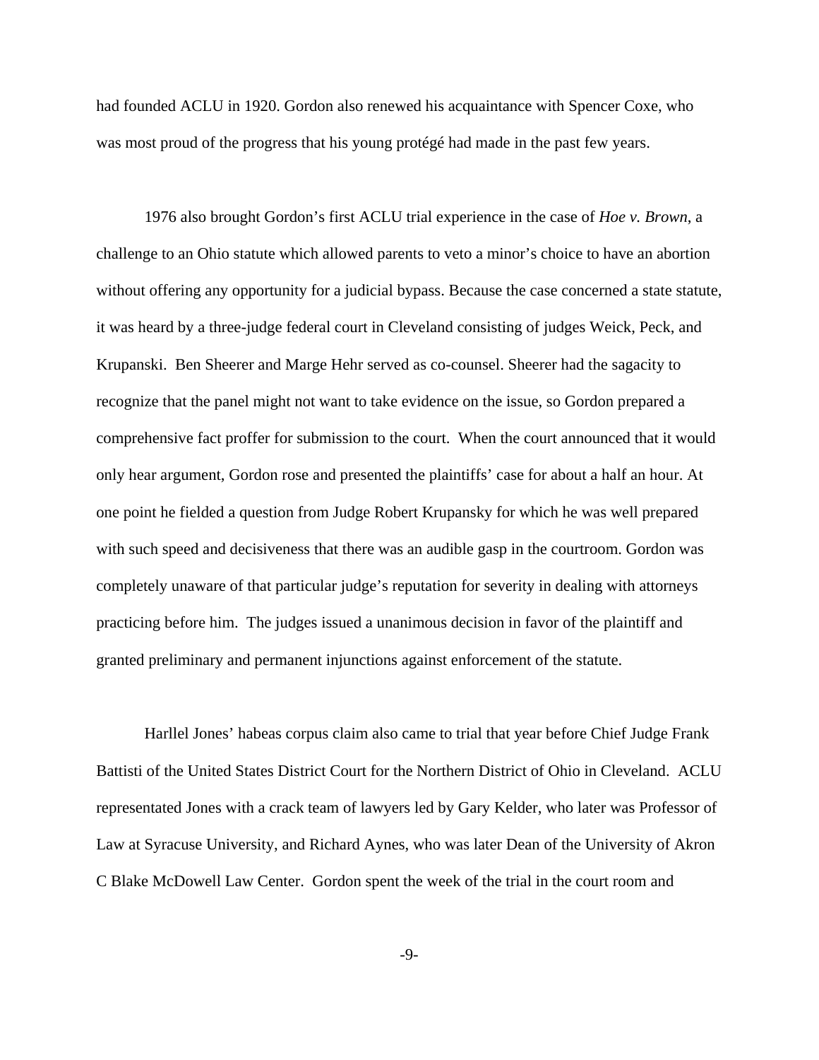had founded ACLU in 1920. Gordon also renewed his acquaintance with Spencer Coxe, who was most proud of the progress that his young protégé had made in the past few years.

1976 also brought Gordon's first ACLU trial experience in the case of *Hoe v. Brown*, a challenge to an Ohio statute which allowed parents to veto a minor's choice to have an abortion without offering any opportunity for a judicial bypass. Because the case concerned a state statute, it was heard by a three-judge federal court in Cleveland consisting of judges Weick, Peck, and Krupanski. Ben Sheerer and Marge Hehr served as co-counsel. Sheerer had the sagacity to recognize that the panel might not want to take evidence on the issue, so Gordon prepared a comprehensive fact proffer for submission to the court. When the court announced that it would only hear argument, Gordon rose and presented the plaintiffs' case for about a half an hour. At one point he fielded a question from Judge Robert Krupansky for which he was well prepared with such speed and decisiveness that there was an audible gasp in the courtroom. Gordon was completely unaware of that particular judge's reputation for severity in dealing with attorneys practicing before him. The judges issued a unanimous decision in favor of the plaintiff and granted preliminary and permanent injunctions against enforcement of the statute.

Harllel Jones' habeas corpus claim also came to trial that year before Chief Judge Frank Battisti of the United States District Court for the Northern District of Ohio in Cleveland. ACLU representated Jones with a crack team of lawyers led by Gary Kelder, who later was Professor of Law at Syracuse University, and Richard Aynes, who was later Dean of the University of Akron C Blake McDowell Law Center. Gordon spent the week of the trial in the court room and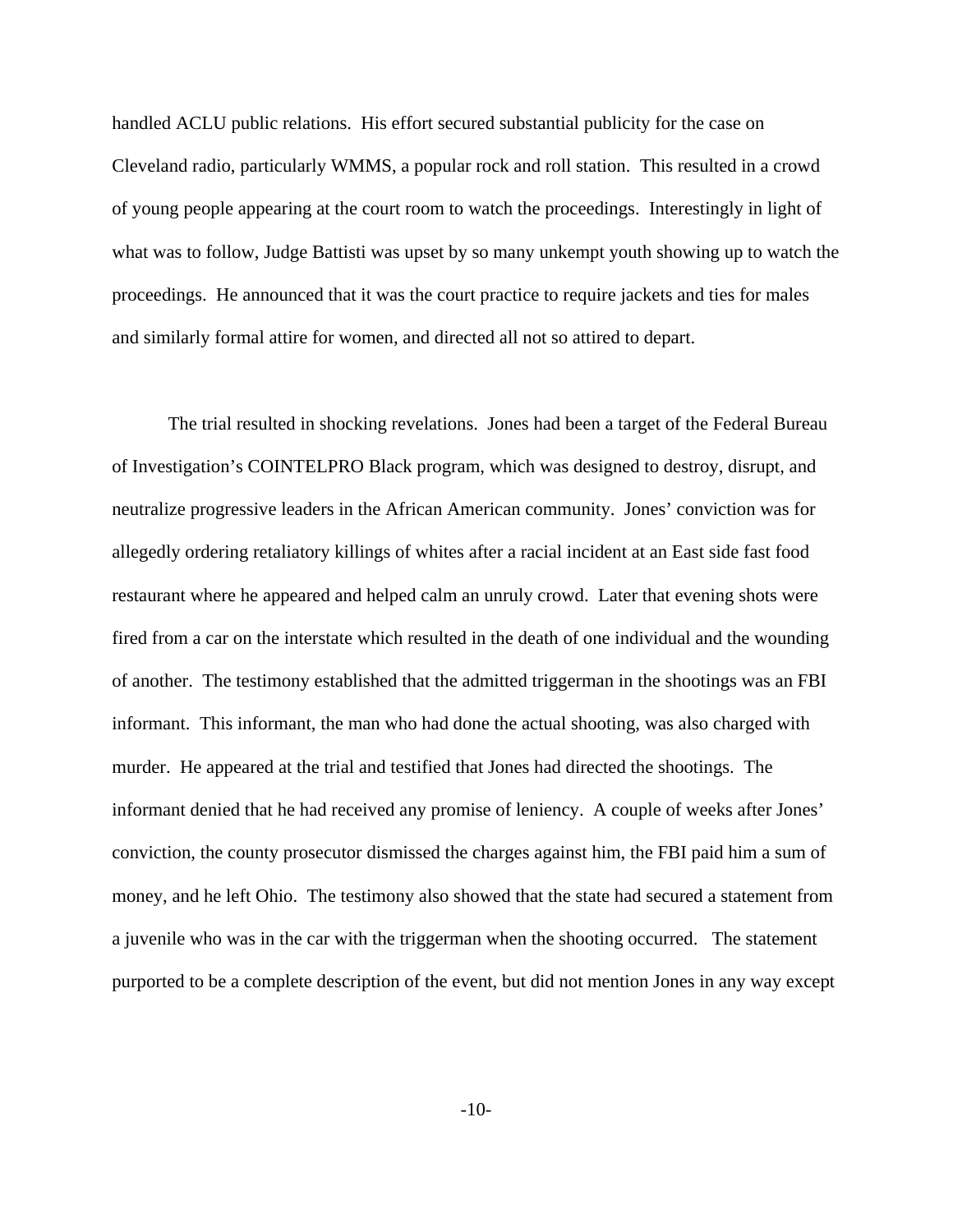handled ACLU public relations. His effort secured substantial publicity for the case on Cleveland radio, particularly WMMS, a popular rock and roll station. This resulted in a crowd of young people appearing at the court room to watch the proceedings. Interestingly in light of what was to follow, Judge Battisti was upset by so many unkempt youth showing up to watch the proceedings. He announced that it was the court practice to require jackets and ties for males and similarly formal attire for women, and directed all not so attired to depart.

The trial resulted in shocking revelations. Jones had been a target of the Federal Bureau of Investigation's COINTELPRO Black program, which was designed to destroy, disrupt, and neutralize progressive leaders in the African American community. Jones' conviction was for allegedly ordering retaliatory killings of whites after a racial incident at an East side fast food restaurant where he appeared and helped calm an unruly crowd. Later that evening shots were fired from a car on the interstate which resulted in the death of one individual and the wounding of another. The testimony established that the admitted triggerman in the shootings was an FBI informant. This informant, the man who had done the actual shooting, was also charged with murder. He appeared at the trial and testified that Jones had directed the shootings. The informant denied that he had received any promise of leniency. A couple of weeks after Jones' conviction, the county prosecutor dismissed the charges against him, the FBI paid him a sum of money, and he left Ohio. The testimony also showed that the state had secured a statement from a juvenile who was in the car with the triggerman when the shooting occurred. The statement purported to be a complete description of the event, but did not mention Jones in any way except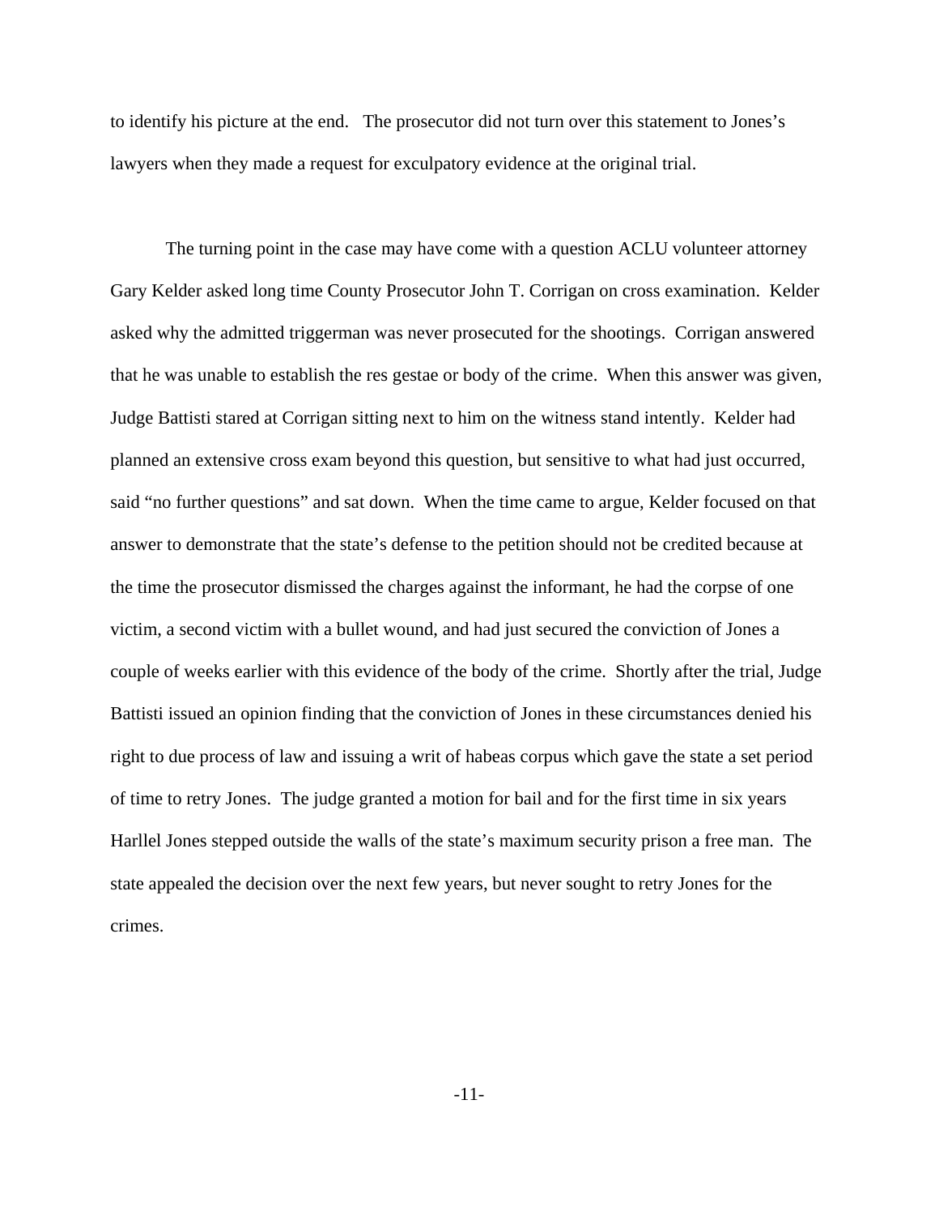to identify his picture at the end. The prosecutor did not turn over this statement to Jones's lawyers when they made a request for exculpatory evidence at the original trial.

The turning point in the case may have come with a question ACLU volunteer attorney Gary Kelder asked long time County Prosecutor John T. Corrigan on cross examination. Kelder asked why the admitted triggerman was never prosecuted for the shootings. Corrigan answered that he was unable to establish the res gestae or body of the crime. When this answer was given, Judge Battisti stared at Corrigan sitting next to him on the witness stand intently. Kelder had planned an extensive cross exam beyond this question, but sensitive to what had just occurred, said "no further questions" and sat down. When the time came to argue, Kelder focused on that answer to demonstrate that the state's defense to the petition should not be credited because at the time the prosecutor dismissed the charges against the informant, he had the corpse of one victim, a second victim with a bullet wound, and had just secured the conviction of Jones a couple of weeks earlier with this evidence of the body of the crime. Shortly after the trial, Judge Battisti issued an opinion finding that the conviction of Jones in these circumstances denied his right to due process of law and issuing a writ of habeas corpus which gave the state a set period of time to retry Jones. The judge granted a motion for bail and for the first time in six years Harllel Jones stepped outside the walls of the state's maximum security prison a free man. The state appealed the decision over the next few years, but never sought to retry Jones for the crimes.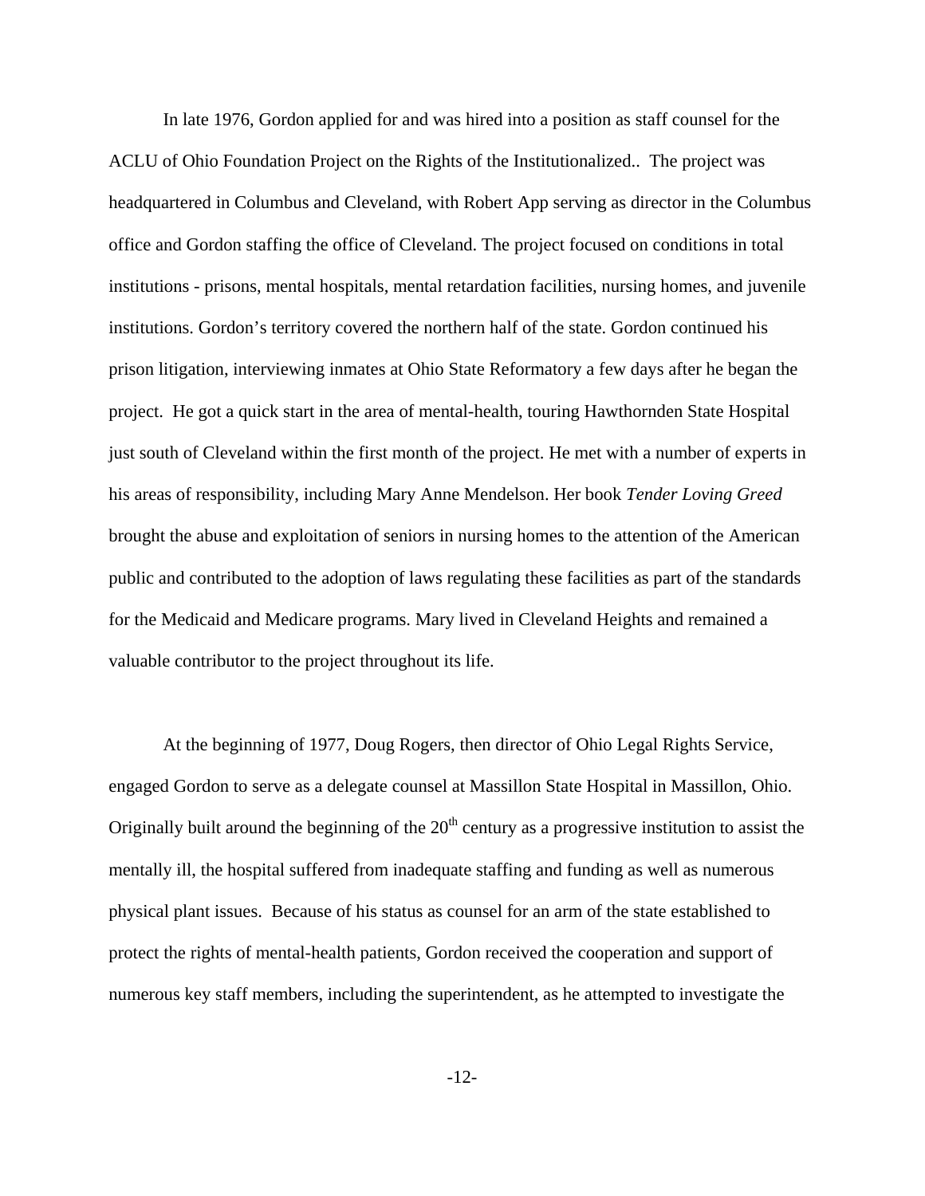In late 1976, Gordon applied for and was hired into a position as staff counsel for the ACLU of Ohio Foundation Project on the Rights of the Institutionalized.. The project was headquartered in Columbus and Cleveland, with Robert App serving as director in the Columbus office and Gordon staffing the office of Cleveland. The project focused on conditions in total institutions - prisons, mental hospitals, mental retardation facilities, nursing homes, and juvenile institutions. Gordon's territory covered the northern half of the state. Gordon continued his prison litigation, interviewing inmates at Ohio State Reformatory a few days after he began the project. He got a quick start in the area of mental-health, touring Hawthornden State Hospital just south of Cleveland within the first month of the project. He met with a number of experts in his areas of responsibility, including Mary Anne Mendelson. Her book *Tender Loving Greed* brought the abuse and exploitation of seniors in nursing homes to the attention of the American public and contributed to the adoption of laws regulating these facilities as part of the standards for the Medicaid and Medicare programs. Mary lived in Cleveland Heights and remained a valuable contributor to the project throughout its life.

At the beginning of 1977, Doug Rogers, then director of Ohio Legal Rights Service, engaged Gordon to serve as a delegate counsel at Massillon State Hospital in Massillon, Ohio. Originally built around the beginning of the 20th century as a progressive institution to assist the mentally ill, the hospital suffered from inadequate staffing and funding as well as numerous physical plant issues. Because of his status as counsel for an arm of the state established to protect the rights of mental-health patients, Gordon received the cooperation and support of numerous key staff members, including the superintendent, as he attempted to investigate the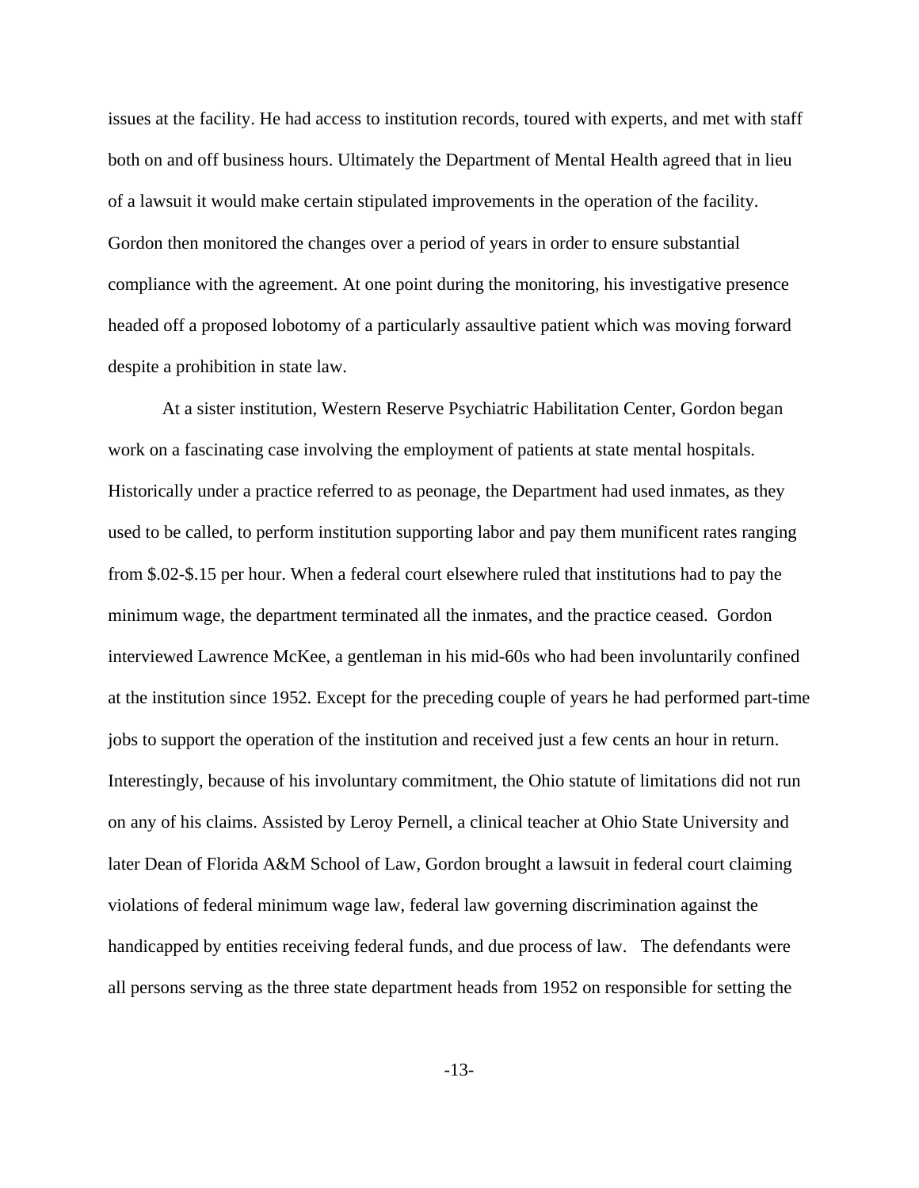issues at the facility. He had access to institution records, toured with experts, and met with staff both on and off business hours. Ultimately the Department of Mental Health agreed that in lieu of a lawsuit it would make certain stipulated improvements in the operation of the facility. Gordon then monitored the changes over a period of years in order to ensure substantial compliance with the agreement. At one point during the monitoring, his investigative presence headed off a proposed lobotomy of a particularly assaultive patient which was moving forward despite a prohibition in state law.

At a sister institution, Western Reserve Psychiatric Habilitation Center, Gordon began work on a fascinating case involving the employment of patients at state mental hospitals. Historically under a practice referred to as peonage, the Department had used inmates, as they used to be called, to perform institution supporting labor and pay them munificent rates ranging from $.02-$.15 per hour. When a federal court elsewhere ruled that institutions had to pay the minimum wage, the department terminated all the inmates, and the practice ceased. Gordon interviewed Lawrence McKee, a gentleman in his mid-60s who had been involuntarily confined at the institution since 1952. Except for the preceding couple of years he had performed part-time jobs to support the operation of the institution and received just a few cents an hour in return. Interestingly, because of his involuntary commitment, the Ohio statute of limitations did not run on any of his claims. Assisted by Leroy Pernell, a clinical teacher at Ohio State University and later Dean of Florida A&M School of Law, Gordon brought a lawsuit in federal court claiming violations of federal minimum wage law, federal law governing discrimination against the handicapped by entities receiving federal funds, and due process of law. The defendants were all persons serving as the three state department heads from 1952 on responsible for setting the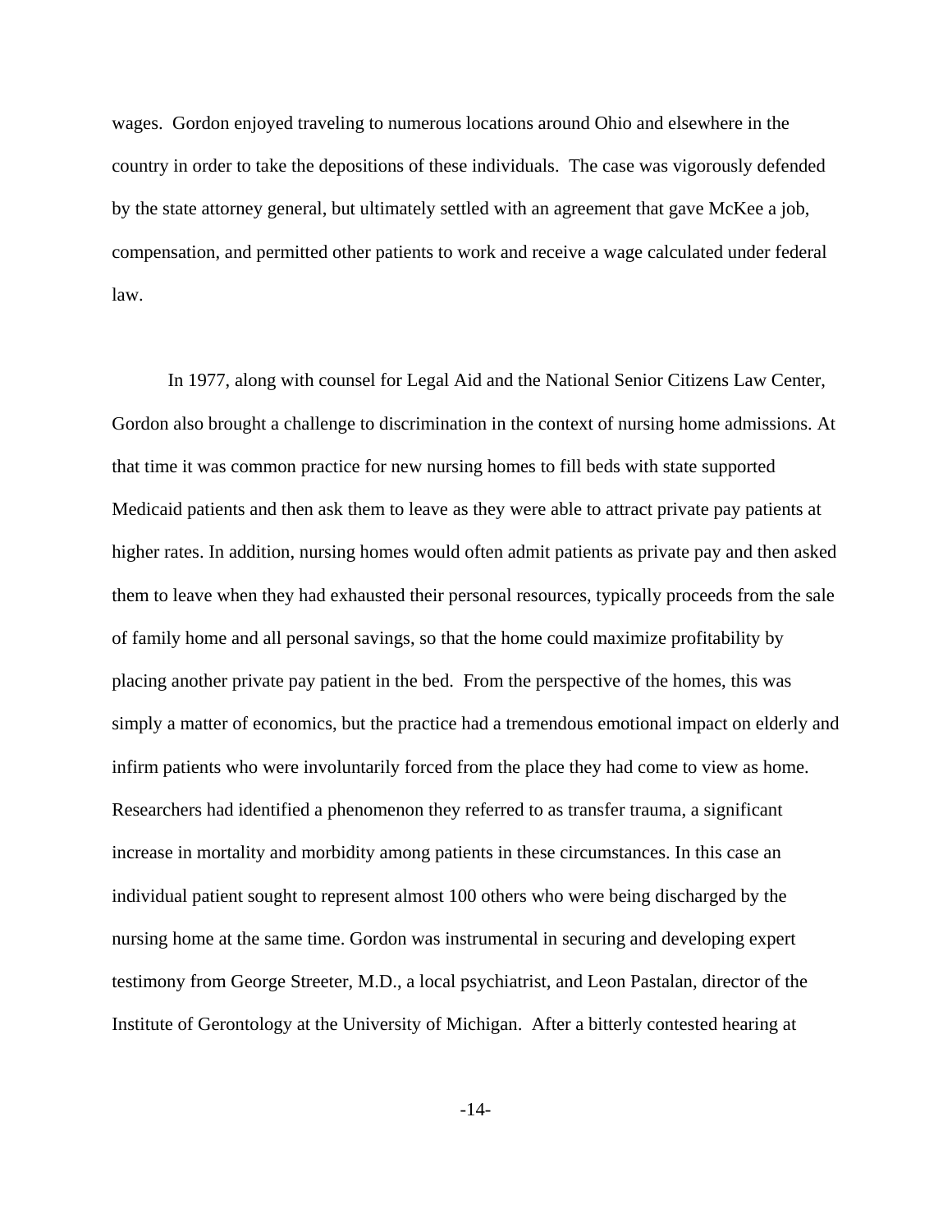wages. Gordon enjoyed traveling to numerous locations around Ohio and elsewhere in the country in order to take the depositions of these individuals. The case was vigorously defended by the state attorney general, but ultimately settled with an agreement that gave McKee a job, compensation, and permitted other patients to work and receive a wage calculated under federal law.

In 1977, along with counsel for Legal Aid and the National Senior Citizens Law Center, Gordon also brought a challenge to discrimination in the context of nursing home admissions. At that time it was common practice for new nursing homes to fill beds with state supported Medicaid patients and then ask them to leave as they were able to attract private pay patients at higher rates. In addition, nursing homes would often admit patients as private pay and then asked them to leave when they had exhausted their personal resources, typically proceeds from the sale of family home and all personal savings, so that the home could maximize profitability by placing another private pay patient in the bed. From the perspective of the homes, this was simply a matter of economics, but the practice had a tremendous emotional impact on elderly and infirm patients who were involuntarily forced from the place they had come to view as home. Researchers had identified a phenomenon they referred to as transfer trauma, a significant increase in mortality and morbidity among patients in these circumstances. In this case an individual patient sought to represent almost 100 others who were being discharged by the nursing home at the same time. Gordon was instrumental in securing and developing expert testimony from George Streeter, M.D., a local psychiatrist, and Leon Pastalan, director of the Institute of Gerontology at the University of Michigan. After a bitterly contested hearing at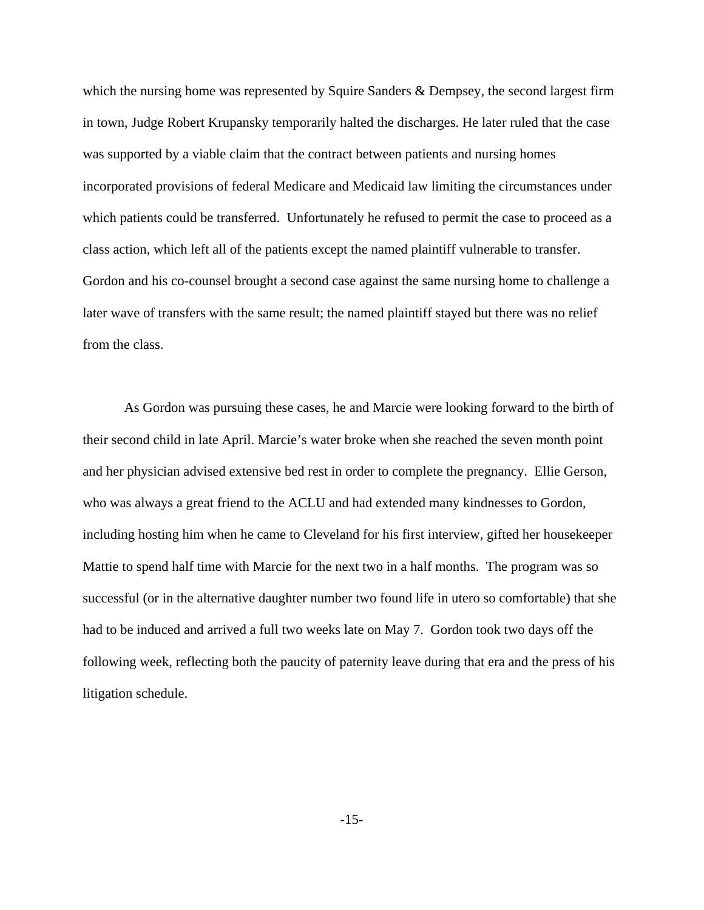which the nursing home was represented by Squire Sanders & Dempsey, the second largest firm in town, Judge Robert Krupansky temporarily halted the discharges. He later ruled that the case was supported by a viable claim that the contract between patients and nursing homes incorporated provisions of federal Medicare and Medicaid law limiting the circumstances under which patients could be transferred. Unfortunately he refused to permit the case to proceed as a class action, which left all of the patients except the named plaintiff vulnerable to transfer. Gordon and his co-counsel brought a second case against the same nursing home to challenge a later wave of transfers with the same result; the named plaintiff stayed but there was no relief from the class.

As Gordon was pursuing these cases, he and Marcie were looking forward to the birth of their second child in late April. Marcie's water broke when she reached the seven month point and her physician advised extensive bed rest in order to complete the pregnancy. Ellie Gerson, who was always a great friend to the ACLU and had extended many kindnesses to Gordon, including hosting him when he came to Cleveland for his first interview, gifted her housekeeper Mattie to spend half time with Marcie for the next two in a half months. The program was so successful (or in the alternative daughter number two found life in utero so comfortable) that she had to be induced and arrived a full two weeks late on May 7. Gordon took two days off the following week, reflecting both the paucity of paternity leave during that era and the press of his litigation schedule.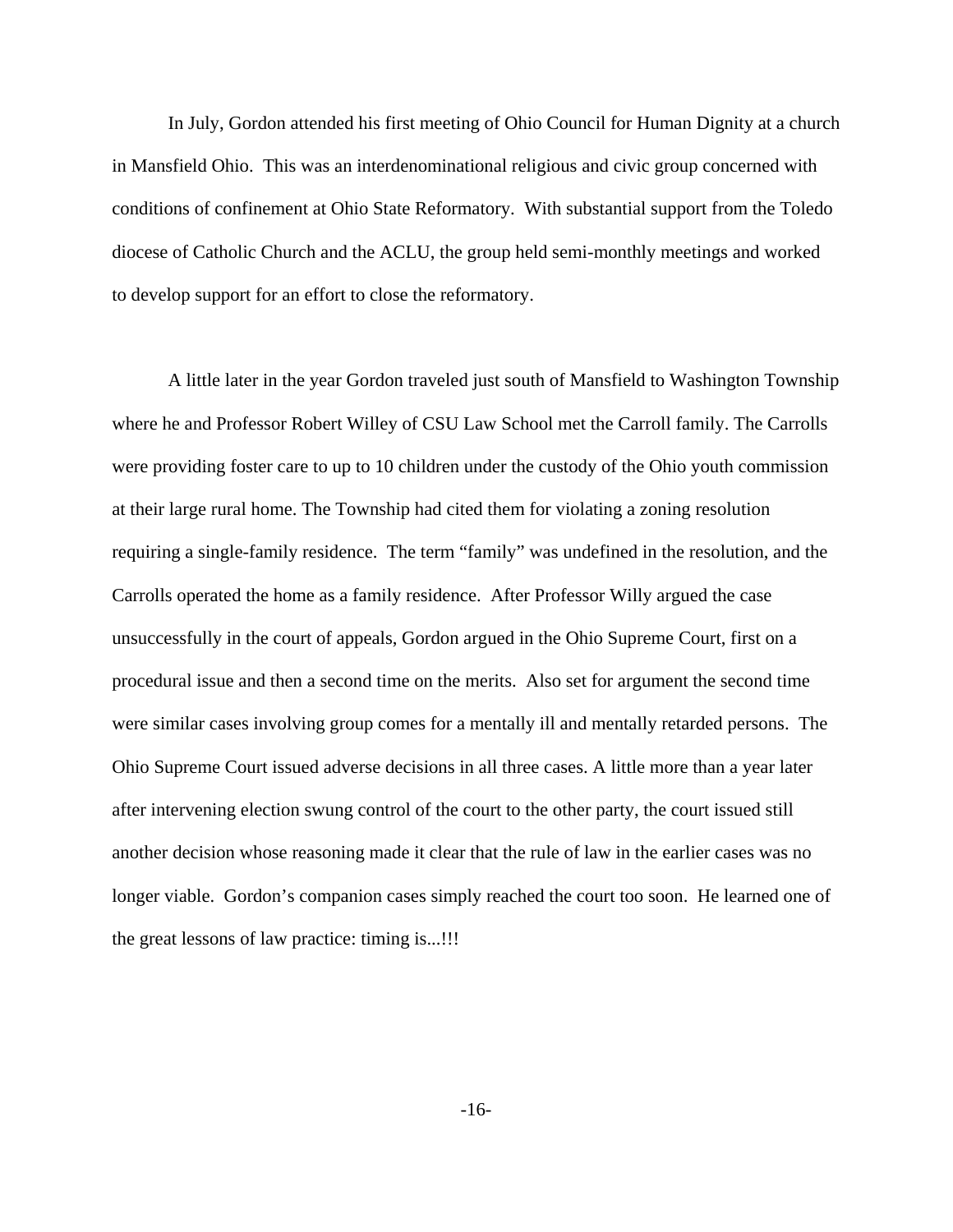In July, Gordon attended his first meeting of Ohio Council for Human Dignity at a church in Mansfield Ohio. This was an interdenominational religious and civic group concerned with conditions of confinement at Ohio State Reformatory. With substantial support from the Toledo diocese of Catholic Church and the ACLU, the group held semi-monthly meetings and worked to develop support for an effort to close the reformatory.

A little later in the year Gordon traveled just south of Mansfield to Washington Township where he and Professor Robert Willey of CSU Law School met the Carroll family. The Carrolls were providing foster care to up to 10 children under the custody of the Ohio youth commission at their large rural home. The Township had cited them for violating a zoning resolution requiring a single-family residence. The term "family" was undefined in the resolution, and the Carrolls operated the home as a family residence. After Professor Willy argued the case unsuccessfully in the court of appeals, Gordon argued in the Ohio Supreme Court, first on a procedural issue and then a second time on the merits. Also set for argument the second time were similar cases involving group comes for a mentally ill and mentally retarded persons. The Ohio Supreme Court issued adverse decisions in all three cases. A little more than a year later after intervening election swung control of the court to the other party, the court issued still another decision whose reasoning made it clear that the rule of law in the earlier cases was no longer viable. Gordon's companion cases simply reached the court too soon. He learned one of the great lessons of law practice: timing is...!!!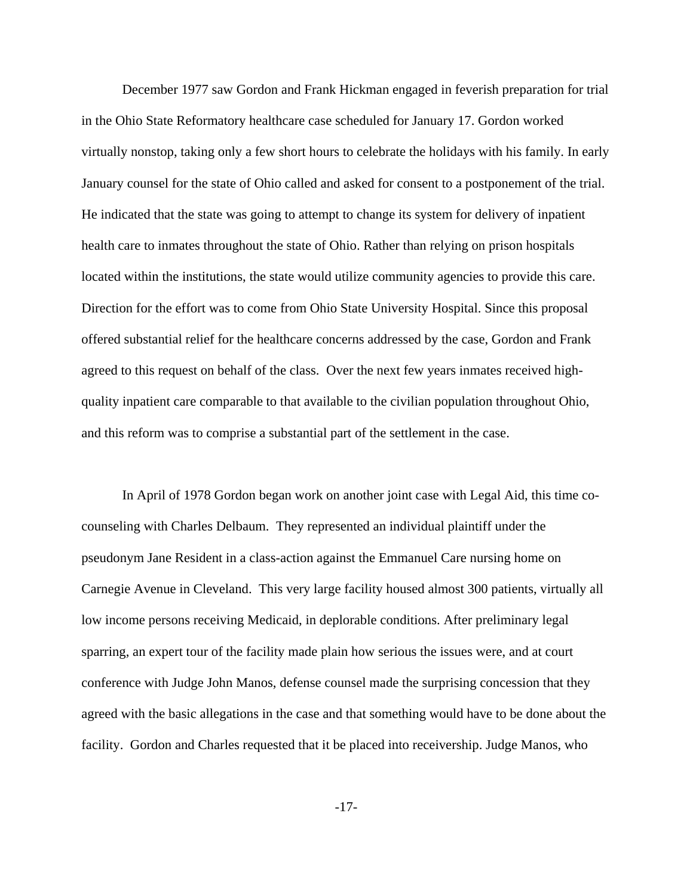December 1977 saw Gordon and Frank Hickman engaged in feverish preparation for trial in the Ohio State Reformatory healthcare case scheduled for January 17. Gordon worked virtually nonstop, taking only a few short hours to celebrate the holidays with his family. In early January counsel for the state of Ohio called and asked for consent to a postponement of the trial. He indicated that the state was going to attempt to change its system for delivery of inpatient health care to inmates throughout the state of Ohio. Rather than relying on prison hospitals located within the institutions, the state would utilize community agencies to provide this care. Direction for the effort was to come from Ohio State University Hospital. Since this proposal offered substantial relief for the healthcare concerns addressed by the case, Gordon and Frank agreed to this request on behalf of the class. Over the next few years inmates received high-quality inpatient care comparable to that available to the civilian population throughout Ohio, and this reform was to comprise a substantial part of the settlement in the case.

In April of 1978 Gordon began work on another joint case with Legal Aid, this time co-counseling with Charles Delbaum. They represented an individual plaintiff under the pseudonym Jane Resident in a class-action against the Emmanuel Care nursing home on Carnegie Avenue in Cleveland. This very large facility housed almost 300 patients, virtually all low income persons receiving Medicaid, in deplorable conditions. After preliminary legal sparring, an expert tour of the facility made plain how serious the issues were, and at court conference with Judge John Manos, defense counsel made the surprising concession that they agreed with the basic allegations in the case and that something would have to be done about the facility. Gordon and Charles requested that it be placed into receivership. Judge Manos, who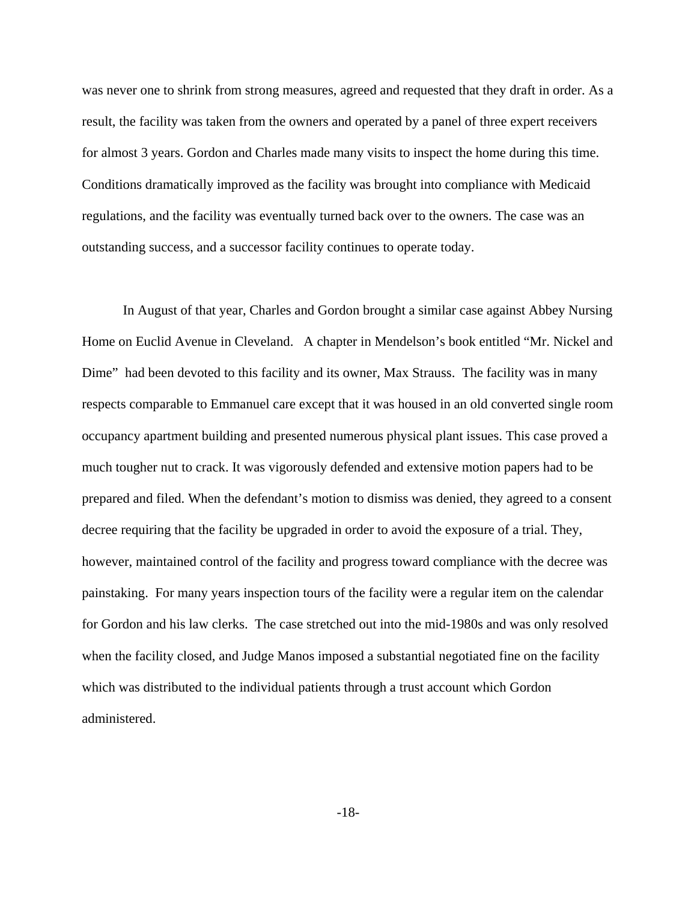was never one to shrink from strong measures, agreed and requested that they draft in order. As a result, the facility was taken from the owners and operated by a panel of three expert receivers for almost 3 years. Gordon and Charles made many visits to inspect the home during this time. Conditions dramatically improved as the facility was brought into compliance with Medicaid regulations, and the facility was eventually turned back over to the owners. The case was an outstanding success, and a successor facility continues to operate today.

In August of that year, Charles and Gordon brought a similar case against Abbey Nursing Home on Euclid Avenue in Cleveland. A chapter in Mendelson's book entitled "Mr. Nickel and Dime" had been devoted to this facility and its owner, Max Strauss. The facility was in many respects comparable to Emmanuel care except that it was housed in an old converted single room occupancy apartment building and presented numerous physical plant issues. This case proved a much tougher nut to crack. It was vigorously defended and extensive motion papers had to be prepared and filed. When the defendant's motion to dismiss was denied, they agreed to a consent decree requiring that the facility be upgraded in order to avoid the exposure of a trial. They, however, maintained control of the facility and progress toward compliance with the decree was painstaking. For many years inspection tours of the facility were a regular item on the calendar for Gordon and his law clerks. The case stretched out into the mid-1980s and was only resolved when the facility closed, and Judge Manos imposed a substantial negotiated fine on the facility which was distributed to the individual patients through a trust account which Gordon administered.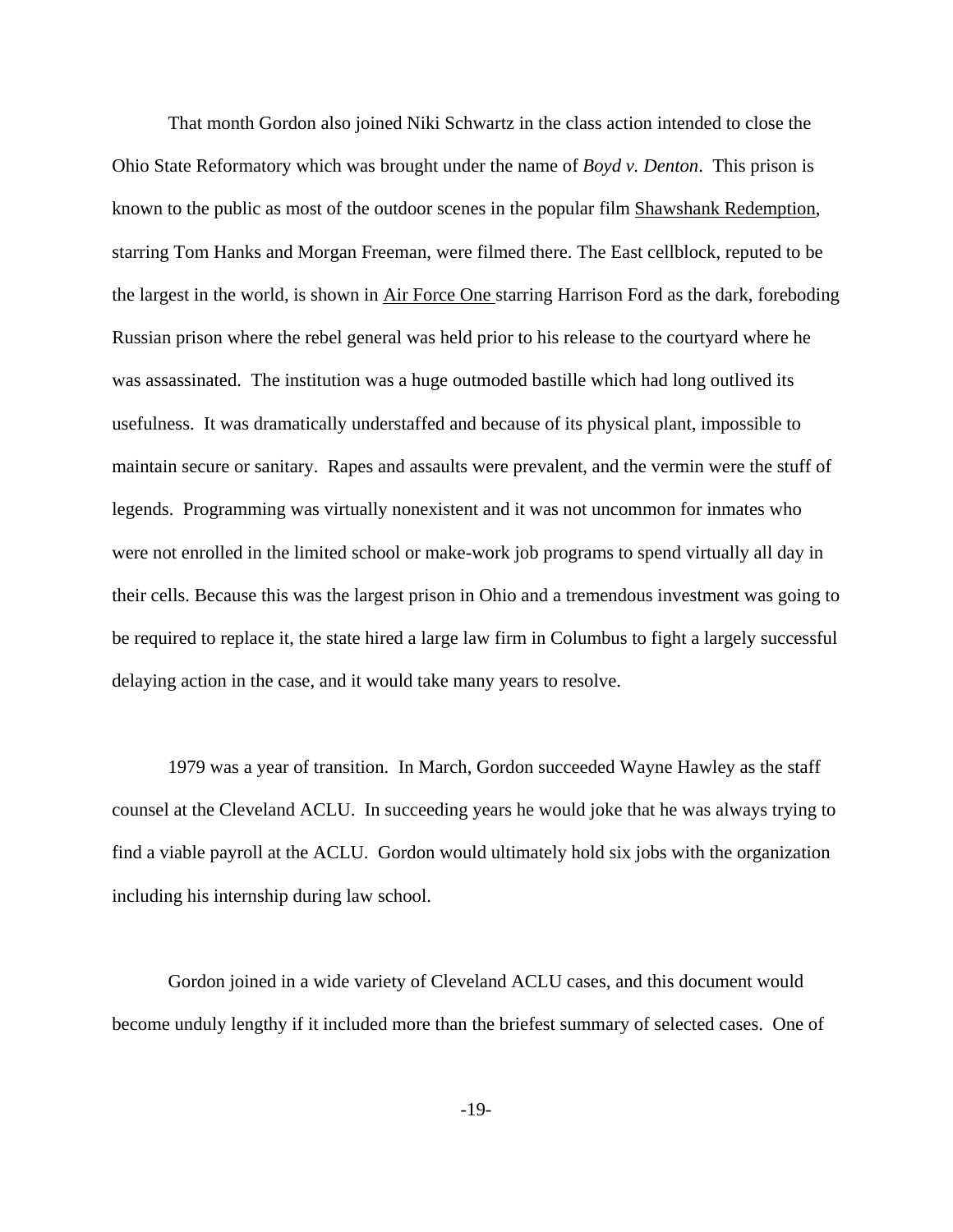That month Gordon also joined Niki Schwartz in the class action intended to close the Ohio State Reformatory which was brought under the name of *Boyd v. Denton*. This prison is known to the public as most of the outdoor scenes in the popular film Shawshank Redemption, starring Tom Hanks and Morgan Freeman, were filmed there. The East cellblock, reputed to be the largest in the world, is shown in Air Force One starring Harrison Ford as the dark, foreboding Russian prison where the rebel general was held prior to his release to the courtyard where he was assassinated. The institution was a huge outmoded bastille which had long outlived its usefulness. It was dramatically understaffed and because of its physical plant, impossible to maintain secure or sanitary. Rapes and assaults were prevalent, and the vermin were the stuff of legends. Programming was virtually nonexistent and it was not uncommon for inmates who were not enrolled in the limited school or make-work job programs to spend virtually all day in their cells. Because this was the largest prison in Ohio and a tremendous investment was going to be required to replace it, the state hired a large law firm in Columbus to fight a largely successful delaying action in the case, and it would take many years to resolve.

1979 was a year of transition. In March, Gordon succeeded Wayne Hawley as the staff counsel at the Cleveland ACLU. In succeeding years he would joke that he was always trying to find a viable payroll at the ACLU. Gordon would ultimately hold six jobs with the organization including his internship during law school.

Gordon joined in a wide variety of Cleveland ACLU cases, and this document would become unduly lengthy if it included more than the briefest summary of selected cases. One of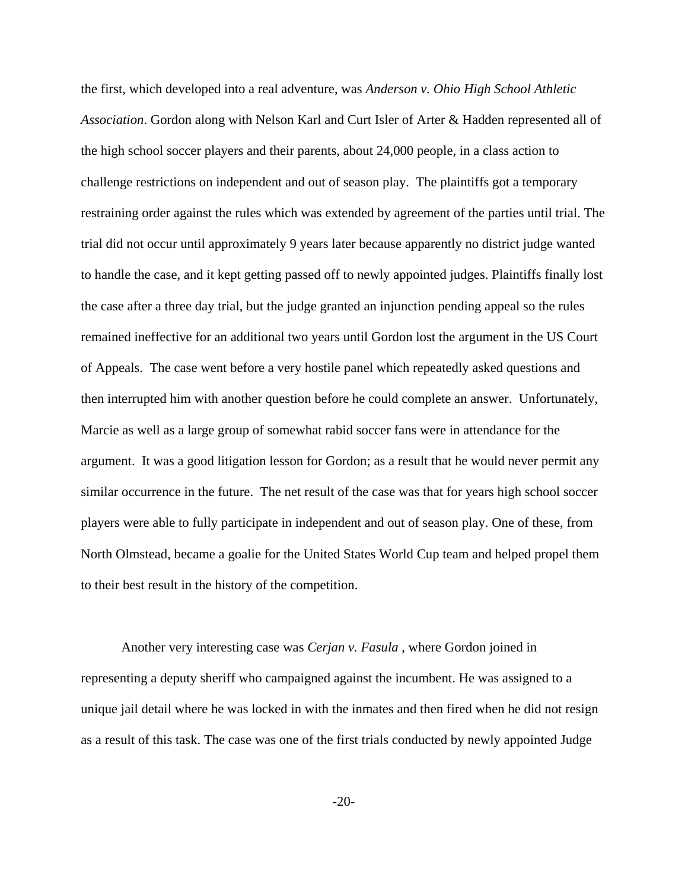the first, which developed into a real adventure, was *Anderson v. Ohio High School Athletic Association*. Gordon along with Nelson Karl and Curt Isler of Arter & Hadden represented all of the high school soccer players and their parents, about 24,000 people, in a class action to challenge restrictions on independent and out of season play. The plaintiffs got a temporary restraining order against the rules which was extended by agreement of the parties until trial. The trial did not occur until approximately 9 years later because apparently no district judge wanted to handle the case, and it kept getting passed off to newly appointed judges. Plaintiffs finally lost the case after a three day trial, but the judge granted an injunction pending appeal so the rules remained ineffective for an additional two years until Gordon lost the argument in the US Court of Appeals. The case went before a very hostile panel which repeatedly asked questions and then interrupted him with another question before he could complete an answer. Unfortunately, Marcie as well as a large group of somewhat rabid soccer fans were in attendance for the argument. It was a good litigation lesson for Gordon; as a result that he would never permit any similar occurrence in the future. The net result of the case was that for years high school soccer players were able to fully participate in independent and out of season play. One of these, from North Olmstead, became a goalie for the United States World Cup team and helped propel them to their best result in the history of the competition.

Another very interesting case was *Cerjan v. Fasula* , where Gordon joined in representing a deputy sheriff who campaigned against the incumbent. He was assigned to a unique jail detail where he was locked in with the inmates and then fired when he did not resign as a result of this task. The case was one of the first trials conducted by newly appointed Judge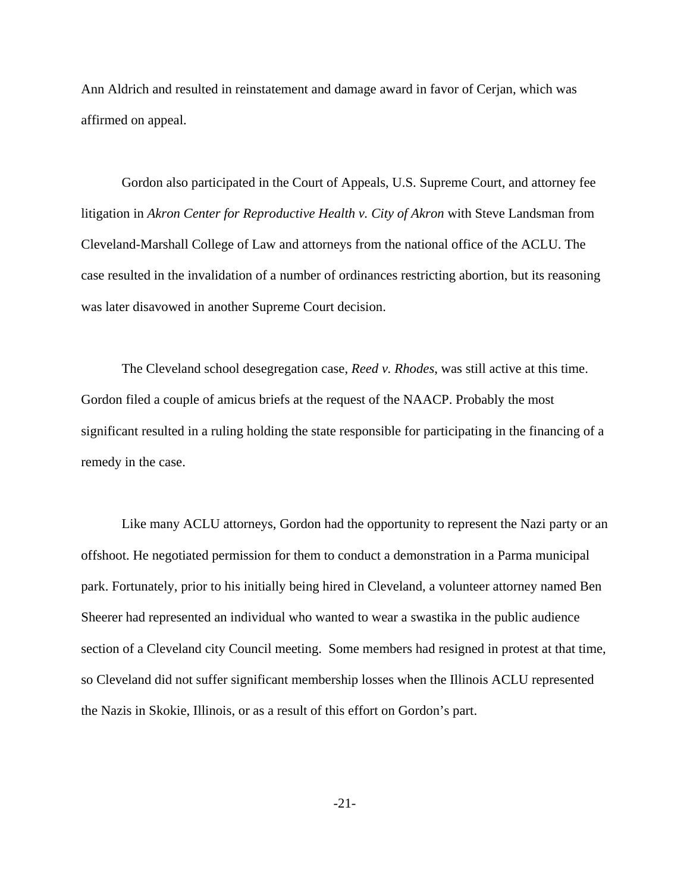Ann Aldrich and resulted in reinstatement and damage award in favor of Cerjan, which was affirmed on appeal.

Gordon also participated in the Court of Appeals, U.S. Supreme Court, and attorney fee litigation in *Akron Center for Reproductive Health v. City of Akron* with Steve Landsman from Cleveland-Marshall College of Law and attorneys from the national office of the ACLU. The case resulted in the invalidation of a number of ordinances restricting abortion, but its reasoning was later disavowed in another Supreme Court decision.

The Cleveland school desegregation case, *Reed v. Rhodes*, was still active at this time. Gordon filed a couple of amicus briefs at the request of the NAACP. Probably the most significant resulted in a ruling holding the state responsible for participating in the financing of a remedy in the case.

Like many ACLU attorneys, Gordon had the opportunity to represent the Nazi party or an offshoot. He negotiated permission for them to conduct a demonstration in a Parma municipal park. Fortunately, prior to his initially being hired in Cleveland, a volunteer attorney named Ben Sheerer had represented an individual who wanted to wear a swastika in the public audience section of a Cleveland city Council meeting. Some members had resigned in protest at that time, so Cleveland did not suffer significant membership losses when the Illinois ACLU represented the Nazis in Skokie, Illinois, or as a result of this effort on Gordon's part.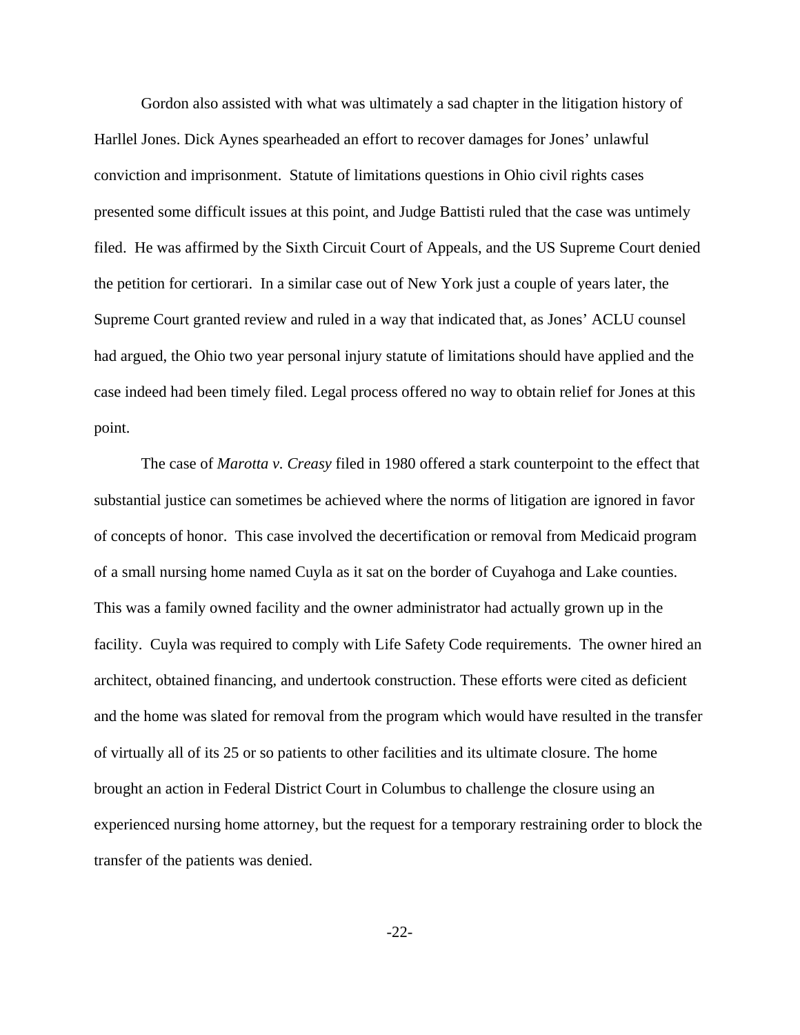Gordon also assisted with what was ultimately a sad chapter in the litigation history of Harllel Jones. Dick Aynes spearheaded an effort to recover damages for Jones' unlawful conviction and imprisonment. Statute of limitations questions in Ohio civil rights cases presented some difficult issues at this point, and Judge Battisti ruled that the case was untimely filed. He was affirmed by the Sixth Circuit Court of Appeals, and the US Supreme Court denied the petition for certiorari. In a similar case out of New York just a couple of years later, the Supreme Court granted review and ruled in a way that indicated that, as Jones' ACLU counsel had argued, the Ohio two year personal injury statute of limitations should have applied and the case indeed had been timely filed. Legal process offered no way to obtain relief for Jones at this point.

The case of *Marotta v. Creasy* filed in 1980 offered a stark counterpoint to the effect that substantial justice can sometimes be achieved where the norms of litigation are ignored in favor of concepts of honor. This case involved the decertification or removal from Medicaid program of a small nursing home named Cuyla as it sat on the border of Cuyahoga and Lake counties. This was a family owned facility and the owner administrator had actually grown up in the facility. Cuyla was required to comply with Life Safety Code requirements. The owner hired an architect, obtained financing, and undertook construction. These efforts were cited as deficient and the home was slated for removal from the program which would have resulted in the transfer of virtually all of its 25 or so patients to other facilities and its ultimate closure. The home brought an action in Federal District Court in Columbus to challenge the closure using an experienced nursing home attorney, but the request for a temporary restraining order to block the transfer of the patients was denied.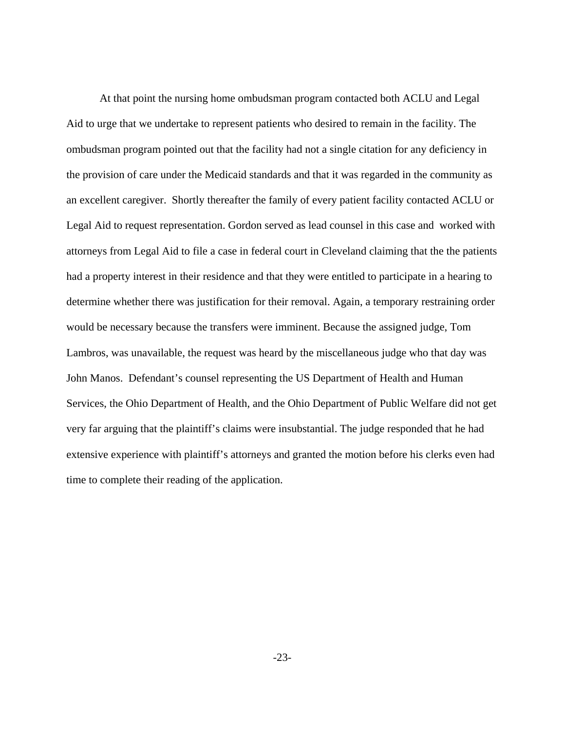At that point the nursing home ombudsman program contacted both ACLU and Legal Aid to urge that we undertake to represent patients who desired to remain in the facility. The ombudsman program pointed out that the facility had not a single citation for any deficiency in the provision of care under the Medicaid standards and that it was regarded in the community as an excellent caregiver. Shortly thereafter the family of every patient facility contacted ACLU or Legal Aid to request representation. Gordon served as lead counsel in this case and worked with attorneys from Legal Aid to file a case in federal court in Cleveland claiming that the the patients had a property interest in their residence and that they were entitled to participate in a hearing to determine whether there was justification for their removal. Again, a temporary restraining order would be necessary because the transfers were imminent. Because the assigned judge, Tom Lambros, was unavailable, the request was heard by the miscellaneous judge who that day was John Manos. Defendant's counsel representing the US Department of Health and Human Services, the Ohio Department of Health, and the Ohio Department of Public Welfare did not get very far arguing that the plaintiff's claims were insubstantial. The judge responded that he had extensive experience with plaintiff's attorneys and granted the motion before his clerks even had time to complete their reading of the application.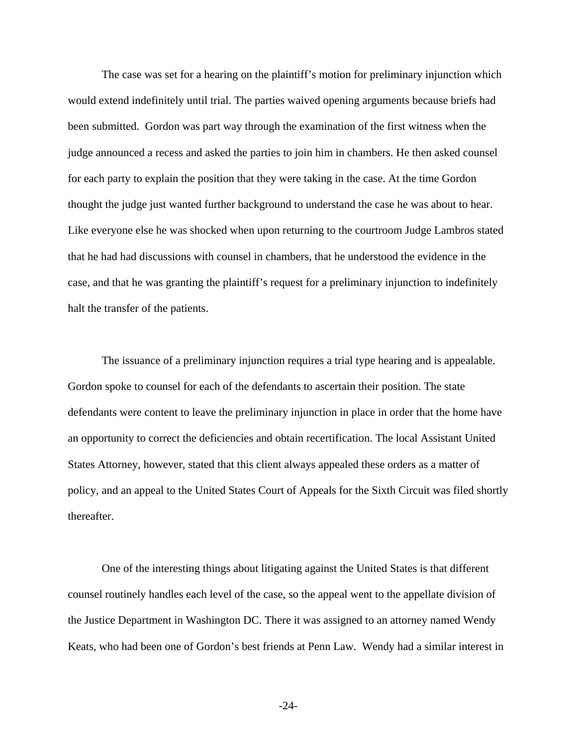The case was set for a hearing on the plaintiff's motion for preliminary injunction which would extend indefinitely until trial. The parties waived opening arguments because briefs had been submitted. Gordon was part way through the examination of the first witness when the judge announced a recess and asked the parties to join him in chambers. He then asked counsel for each party to explain the position that they were taking in the case. At the time Gordon thought the judge just wanted further background to understand the case he was about to hear. Like everyone else he was shocked when upon returning to the courtroom Judge Lambros stated that he had had discussions with counsel in chambers, that he understood the evidence in the case, and that he was granting the plaintiff's request for a preliminary injunction to indefinitely halt the transfer of the patients.

The issuance of a preliminary injunction requires a trial type hearing and is appealable. Gordon spoke to counsel for each of the defendants to ascertain their position. The state defendants were content to leave the preliminary injunction in place in order that the home have an opportunity to correct the deficiencies and obtain recertification. The local Assistant United States Attorney, however, stated that this client always appealed these orders as a matter of policy, and an appeal to the United States Court of Appeals for the Sixth Circuit was filed shortly thereafter.

One of the interesting things about litigating against the United States is that different counsel routinely handles each level of the case, so the appeal went to the appellate division of the Justice Department in Washington DC. There it was assigned to an attorney named Wendy Keats, who had been one of Gordon's best friends at Penn Law. Wendy had a similar interest in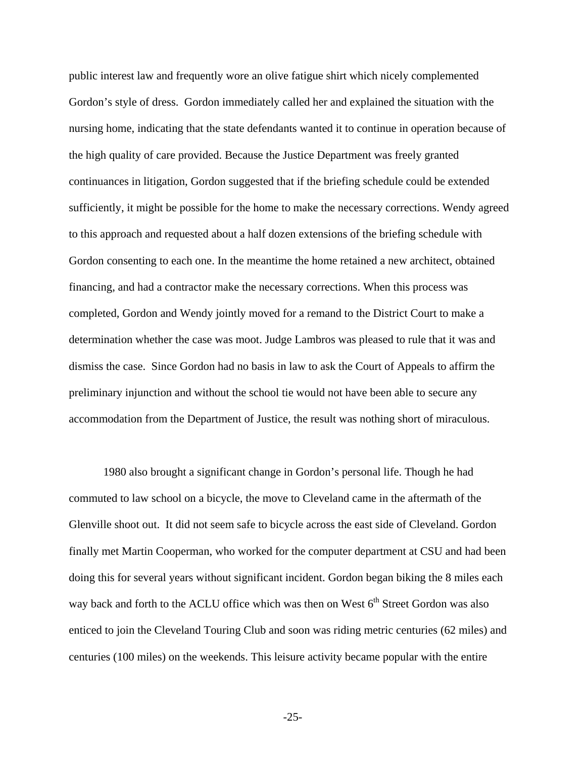public interest law and frequently wore an olive fatigue shirt which nicely complemented Gordon's style of dress. Gordon immediately called her and explained the situation with the nursing home, indicating that the state defendants wanted it to continue in operation because of the high quality of care provided. Because the Justice Department was freely granted continuances in litigation, Gordon suggested that if the briefing schedule could be extended sufficiently, it might be possible for the home to make the necessary corrections. Wendy agreed to this approach and requested about a half dozen extensions of the briefing schedule with Gordon consenting to each one. In the meantime the home retained a new architect, obtained financing, and had a contractor make the necessary corrections. When this process was completed, Gordon and Wendy jointly moved for a remand to the District Court to make a determination whether the case was moot. Judge Lambros was pleased to rule that it was and dismiss the case. Since Gordon had no basis in law to ask the Court of Appeals to affirm the preliminary injunction and without the school tie would not have been able to secure any accommodation from the Department of Justice, the result was nothing short of miraculous.

1980 also brought a significant change in Gordon's personal life. Though he had commuted to law school on a bicycle, the move to Cleveland came in the aftermath of the Glenville shoot out. It did not seem safe to bicycle across the east side of Cleveland. Gordon finally met Martin Cooperman, who worked for the computer department at CSU and had been doing this for several years without significant incident. Gordon began biking the 8 miles each way back and forth to the ACLU office which was then on West 6th Street Gordon was also enticed to join the Cleveland Touring Club and soon was riding metric centuries (62 miles) and centuries (100 miles) on the weekends. This leisure activity became popular with the entire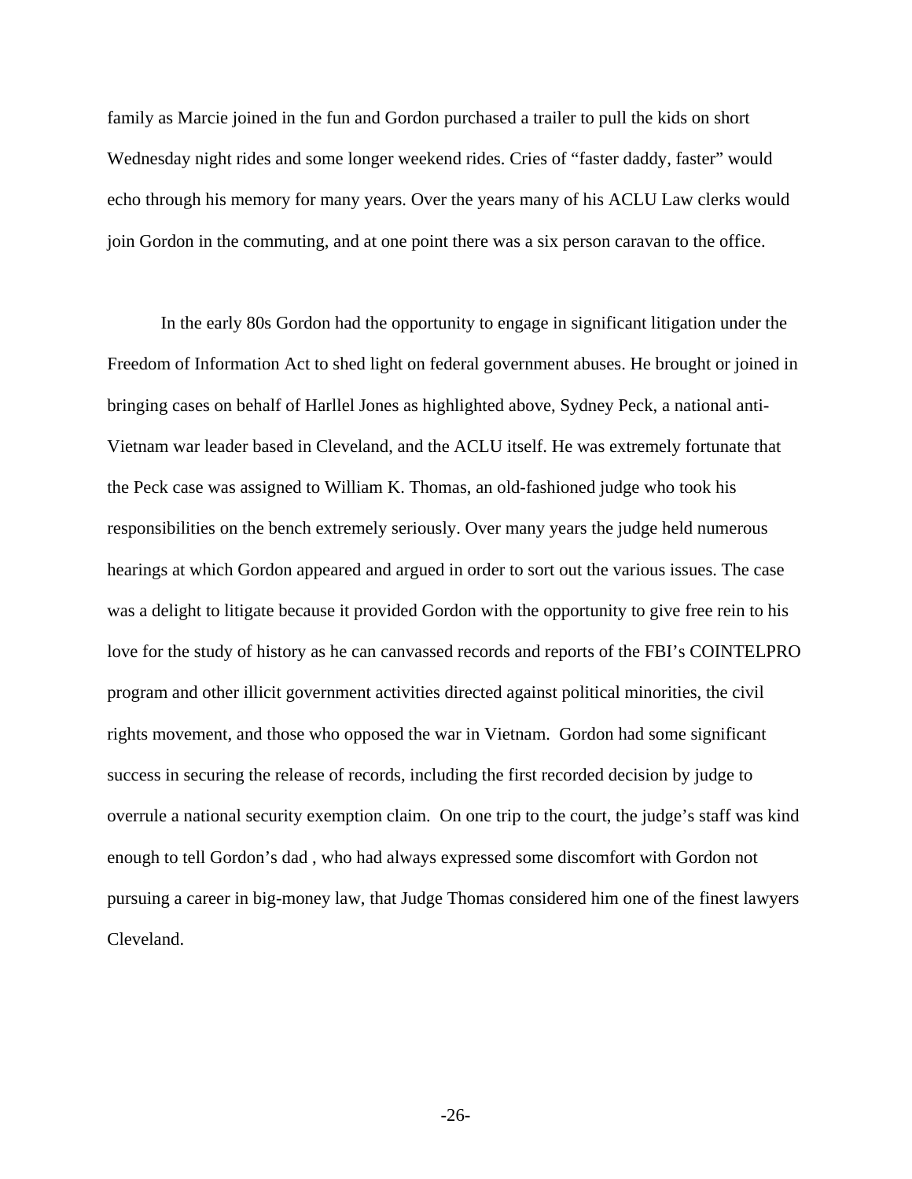family as Marcie joined in the fun and Gordon purchased a trailer to pull the kids on short Wednesday night rides and some longer weekend rides. Cries of “faster daddy, faster” would echo through his memory for many years. Over the years many of his ACLU Law clerks would join Gordon in the commuting, and at one point there was a six person caravan to the office.

In the early 80s Gordon had the opportunity to engage in significant litigation under the Freedom of Information Act to shed light on federal government abuses. He brought or joined in bringing cases on behalf of Harllel Jones as highlighted above, Sydney Peck, a national anti-Vietnam war leader based in Cleveland, and the ACLU itself. He was extremely fortunate that the Peck case was assigned to William K. Thomas, an old-fashioned judge who took his responsibilities on the bench extremely seriously. Over many years the judge held numerous hearings at which Gordon appeared and argued in order to sort out the various issues. The case was a delight to litigate because it provided Gordon with the opportunity to give free rein to his love for the study of history as he can canvassed records and reports of the FBI’s COINTELPRO program and other illicit government activities directed against political minorities, the civil rights movement, and those who opposed the war in Vietnam. Gordon had some significant success in securing the release of records, including the first recorded decision by judge to overrule a national security exemption claim. On one trip to the court, the judge’s staff was kind enough to tell Gordon’s dad , who had always expressed some discomfort with Gordon not pursuing a career in big-money law, that Judge Thomas considered him one of the finest lawyers Cleveland.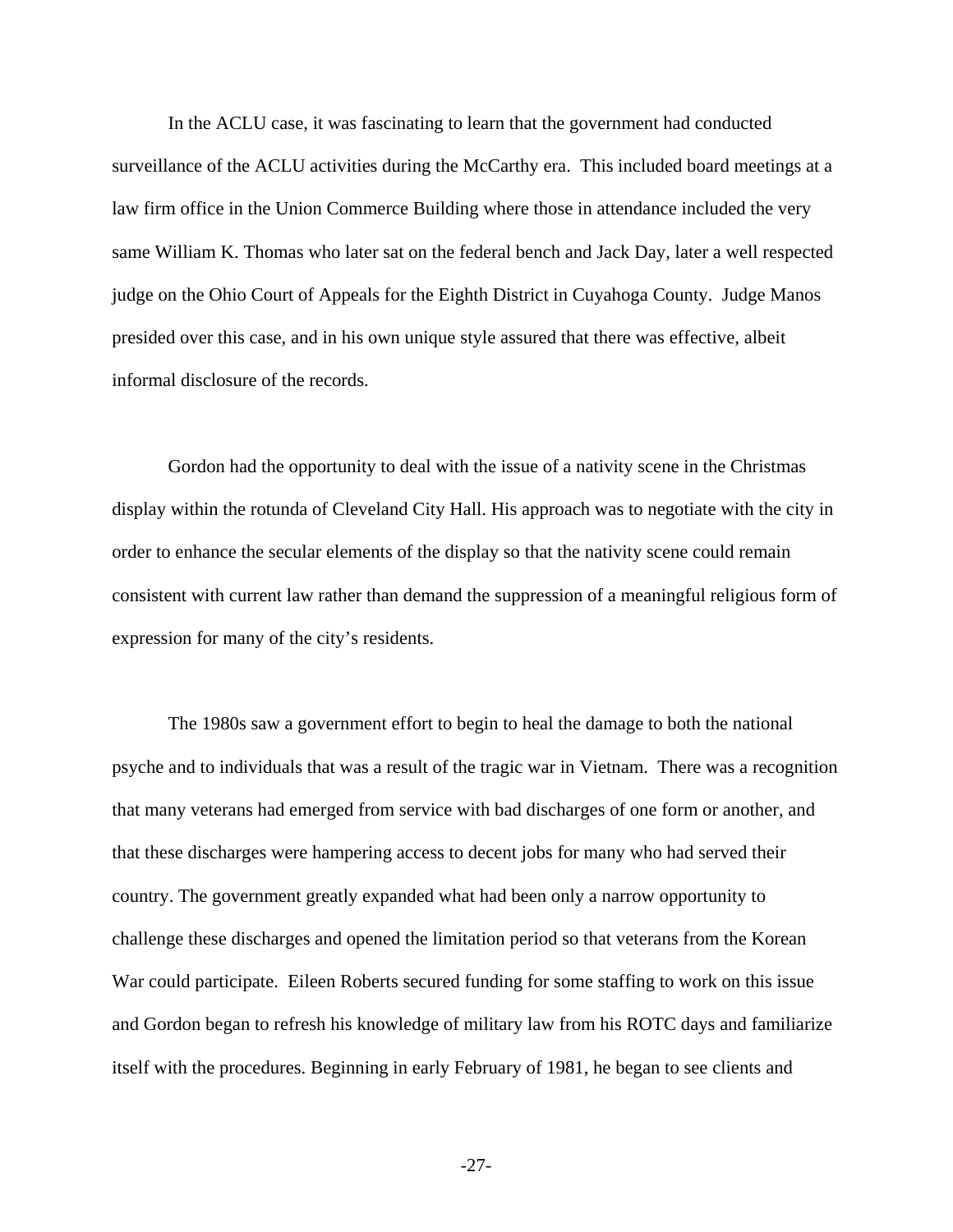In the ACLU case, it was fascinating to learn that the government had conducted surveillance of the ACLU activities during the McCarthy era. This included board meetings at a law firm office in the Union Commerce Building where those in attendance included the very same William K. Thomas who later sat on the federal bench and Jack Day, later a well respected judge on the Ohio Court of Appeals for the Eighth District in Cuyahoga County. Judge Manos presided over this case, and in his own unique style assured that there was effective, albeit informal disclosure of the records.

Gordon had the opportunity to deal with the issue of a nativity scene in the Christmas display within the rotunda of Cleveland City Hall. His approach was to negotiate with the city in order to enhance the secular elements of the display so that the nativity scene could remain consistent with current law rather than demand the suppression of a meaningful religious form of expression for many of the city's residents.

The 1980s saw a government effort to begin to heal the damage to both the national psyche and to individuals that was a result of the tragic war in Vietnam. There was a recognition that many veterans had emerged from service with bad discharges of one form or another, and that these discharges were hampering access to decent jobs for many who had served their country. The government greatly expanded what had been only a narrow opportunity to challenge these discharges and opened the limitation period so that veterans from the Korean War could participate. Eileen Roberts secured funding for some staffing to work on this issue and Gordon began to refresh his knowledge of military law from his ROTC days and familiarize itself with the procedures. Beginning in early February of 1981, he began to see clients and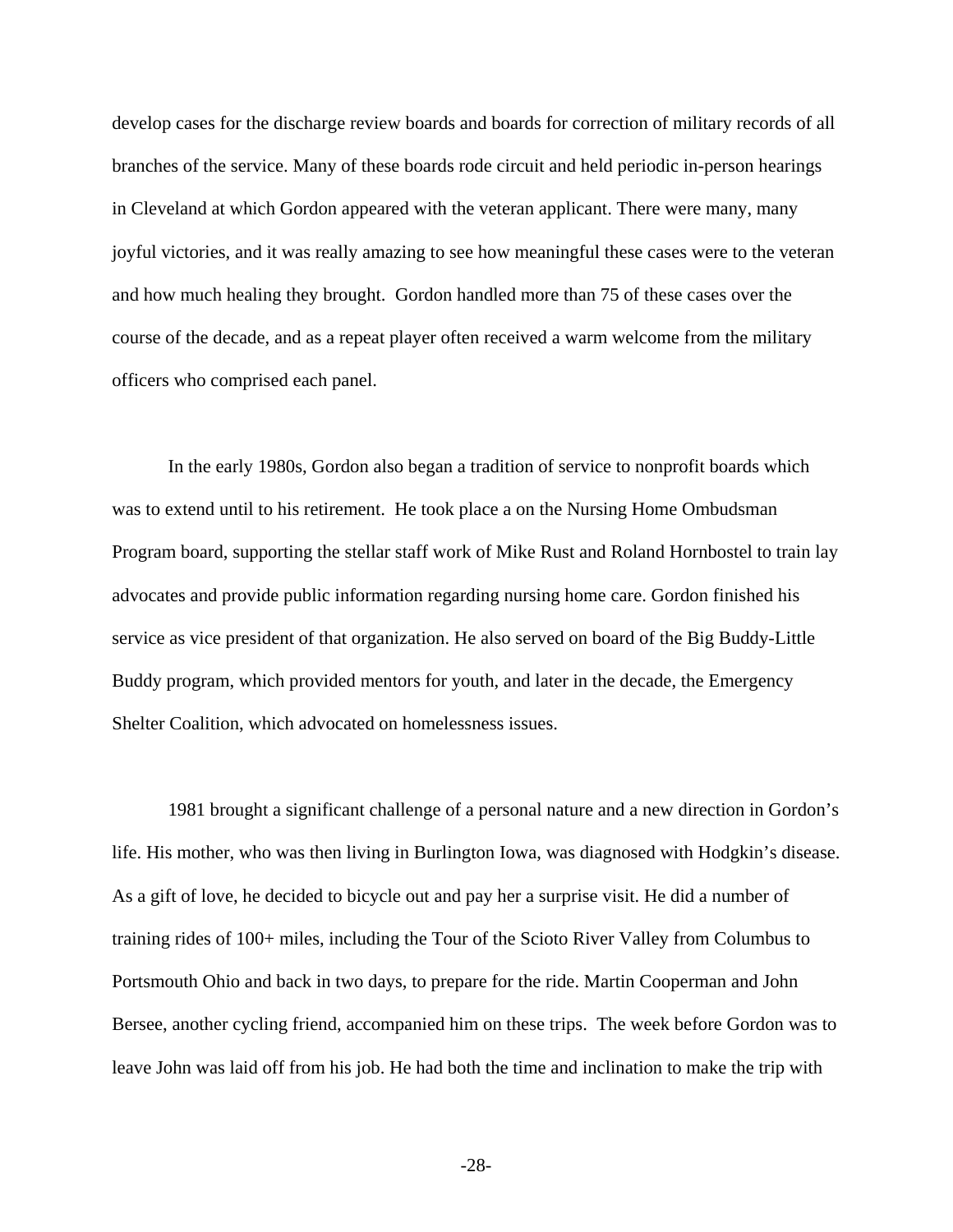develop cases for the discharge review boards and boards for correction of military records of all branches of the service. Many of these boards rode circuit and held periodic in-person hearings in Cleveland at which Gordon appeared with the veteran applicant. There were many, many joyful victories, and it was really amazing to see how meaningful these cases were to the veteran and how much healing they brought. Gordon handled more than 75 of these cases over the course of the decade, and as a repeat player often received a warm welcome from the military officers who comprised each panel.

In the early 1980s, Gordon also began a tradition of service to nonprofit boards which was to extend until to his retirement. He took place a on the Nursing Home Ombudsman Program board, supporting the stellar staff work of Mike Rust and Roland Hornbostel to train lay advocates and provide public information regarding nursing home care. Gordon finished his service as vice president of that organization. He also served on board of the Big Buddy-Little Buddy program, which provided mentors for youth, and later in the decade, the Emergency Shelter Coalition, which advocated on homelessness issues.

1981 brought a significant challenge of a personal nature and a new direction in Gordon's life. His mother, who was then living in Burlington Iowa, was diagnosed with Hodgkin's disease. As a gift of love, he decided to bicycle out and pay her a surprise visit. He did a number of training rides of 100+ miles, including the Tour of the Scioto River Valley from Columbus to Portsmouth Ohio and back in two days, to prepare for the ride. Martin Cooperman and John Bersee, another cycling friend, accompanied him on these trips. The week before Gordon was to leave John was laid off from his job. He had both the time and inclination to make the trip with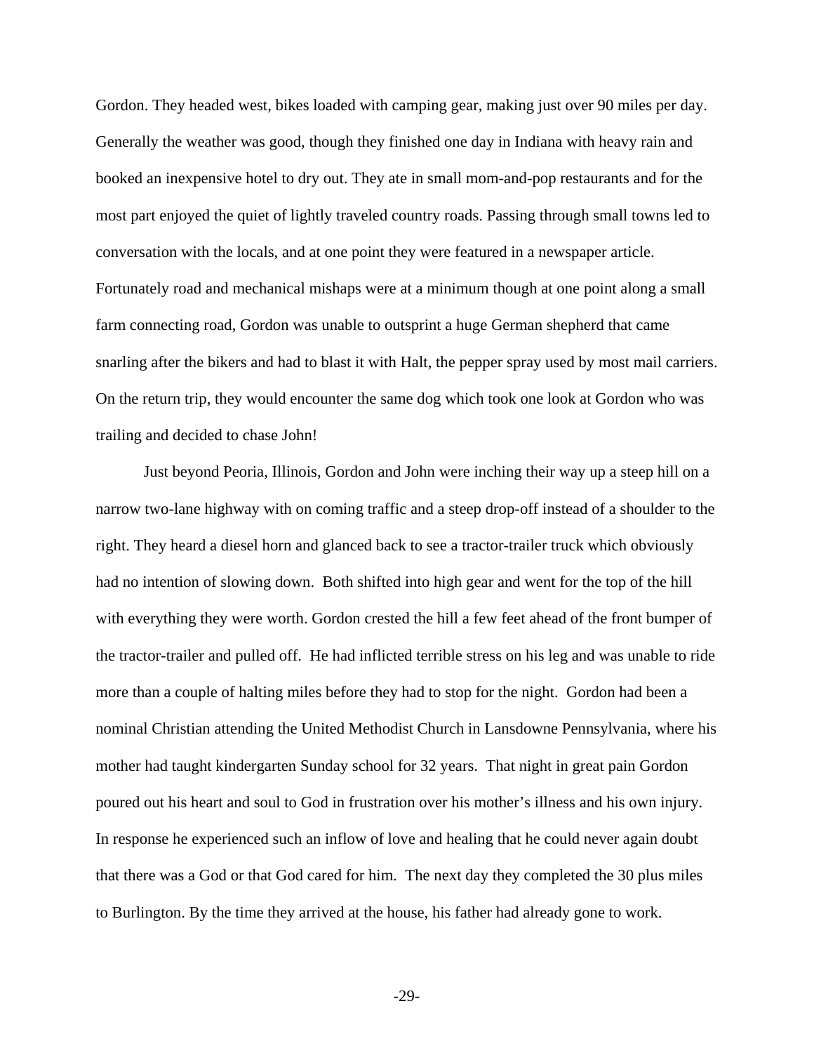Gordon. They headed west, bikes loaded with camping gear, making just over 90 miles per day. Generally the weather was good, though they finished one day in Indiana with heavy rain and booked an inexpensive hotel to dry out. They ate in small mom-and-pop restaurants and for the most part enjoyed the quiet of lightly traveled country roads. Passing through small towns led to conversation with the locals, and at one point they were featured in a newspaper article. Fortunately road and mechanical mishaps were at a minimum though at one point along a small farm connecting road, Gordon was unable to outsprint a huge German shepherd that came snarling after the bikers and had to blast it with Halt, the pepper spray used by most mail carriers. On the return trip, they would encounter the same dog which took one look at Gordon who was trailing and decided to chase John!

Just beyond Peoria, Illinois, Gordon and John were inching their way up a steep hill on a narrow two-lane highway with on coming traffic and a steep drop-off instead of a shoulder to the right. They heard a diesel horn and glanced back to see a tractor-trailer truck which obviously had no intention of slowing down. Both shifted into high gear and went for the top of the hill with everything they were worth. Gordon crested the hill a few feet ahead of the front bumper of the tractor-trailer and pulled off. He had inflicted terrible stress on his leg and was unable to ride more than a couple of halting miles before they had to stop for the night. Gordon had been a nominal Christian attending the United Methodist Church in Lansdowne Pennsylvania, where his mother had taught kindergarten Sunday school for 32 years. That night in great pain Gordon poured out his heart and soul to God in frustration over his mother's illness and his own injury. In response he experienced such an inflow of love and healing that he could never again doubt that there was a God or that God cared for him. The next day they completed the 30 plus miles to Burlington. By the time they arrived at the house, his father had already gone to work.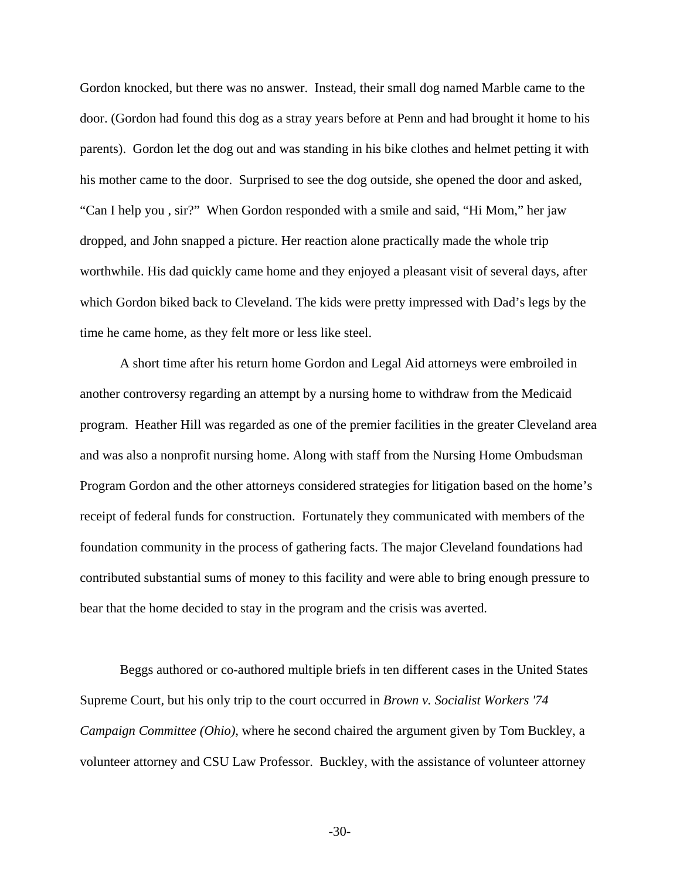Gordon knocked, but there was no answer.  Instead, their small dog named Marble came to the door. (Gordon had found this dog as a stray years before at Penn and had brought it home to his parents).  Gordon let the dog out and was standing in his bike clothes and helmet petting it with his mother came to the door.  Surprised to see the dog outside, she opened the door and asked, "Can I help you , sir?"  When Gordon responded with a smile and said, "Hi Mom," her jaw dropped, and John snapped a picture. Her reaction alone practically made the whole trip worthwhile. His dad quickly came home and they enjoyed a pleasant visit of several days, after which Gordon biked back to Cleveland. The kids were pretty impressed with Dad's legs by the time he came home, as they felt more or less like steel.

A short time after his return home Gordon and Legal Aid attorneys were embroiled in another controversy regarding an attempt by a nursing home to withdraw from the Medicaid program.  Heather Hill was regarded as one of the premier facilities in the greater Cleveland area and was also a nonprofit nursing home. Along with staff from the Nursing Home Ombudsman Program Gordon and the other attorneys considered strategies for litigation based on the home's receipt of federal funds for construction.  Fortunately they communicated with members of the foundation community in the process of gathering facts. The major Cleveland foundations had contributed substantial sums of money to this facility and were able to bring enough pressure to bear that the home decided to stay in the program and the crisis was averted.

Beggs authored or co-authored multiple briefs in ten different cases in the United States Supreme Court, but his only trip to the court occurred in *Brown v. Socialist Workers '74 Campaign Committee (Ohio)*, where he second chaired the argument given by Tom Buckley, a volunteer attorney and CSU Law Professor.  Buckley, with the assistance of volunteer attorney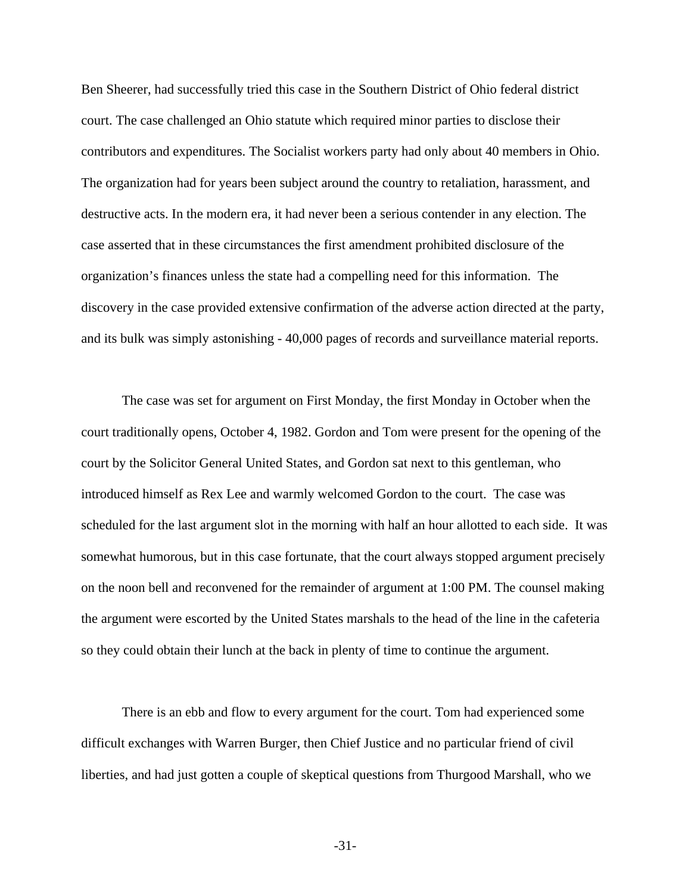Ben Sheerer, had successfully tried this case in the Southern District of Ohio federal district court. The case challenged an Ohio statute which required minor parties to disclose their contributors and expenditures. The Socialist workers party had only about 40 members in Ohio. The organization had for years been subject around the country to retaliation, harassment, and destructive acts. In the modern era, it had never been a serious contender in any election. The case asserted that in these circumstances the first amendment prohibited disclosure of the organization's finances unless the state had a compelling need for this information. The discovery in the case provided extensive confirmation of the adverse action directed at the party, and its bulk was simply astonishing - 40,000 pages of records and surveillance material reports.

The case was set for argument on First Monday, the first Monday in October when the court traditionally opens, October 4, 1982. Gordon and Tom were present for the opening of the court by the Solicitor General United States, and Gordon sat next to this gentleman, who introduced himself as Rex Lee and warmly welcomed Gordon to the court. The case was scheduled for the last argument slot in the morning with half an hour allotted to each side. It was somewhat humorous, but in this case fortunate, that the court always stopped argument precisely on the noon bell and reconvened for the remainder of argument at 1:00 PM. The counsel making the argument were escorted by the United States marshals to the head of the line in the cafeteria so they could obtain their lunch at the back in plenty of time to continue the argument.

There is an ebb and flow to every argument for the court. Tom had experienced some difficult exchanges with Warren Burger, then Chief Justice and no particular friend of civil liberties, and had just gotten a couple of skeptical questions from Thurgood Marshall, who we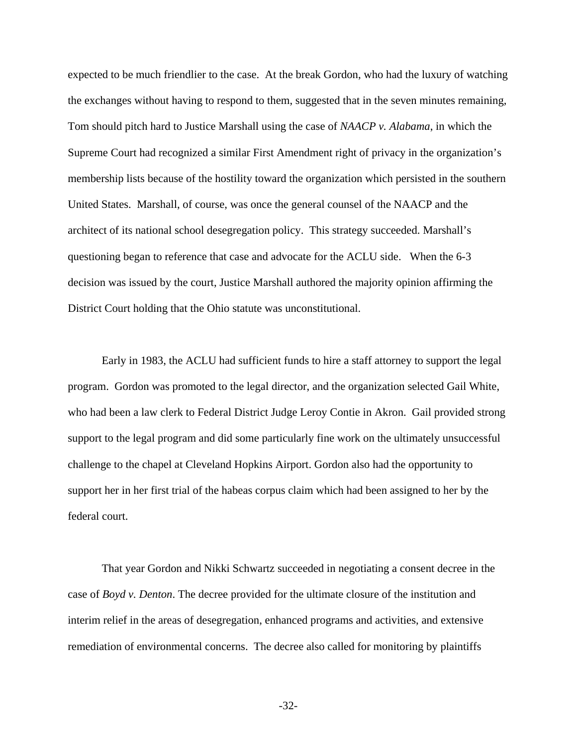expected to be much friendlier to the case. At the break Gordon, who had the luxury of watching the exchanges without having to respond to them, suggested that in the seven minutes remaining, Tom should pitch hard to Justice Marshall using the case of *NAACP v. Alabama*, in which the Supreme Court had recognized a similar First Amendment right of privacy in the organization's membership lists because of the hostility toward the organization which persisted in the southern United States. Marshall, of course, was once the general counsel of the NAACP and the architect of its national school desegregation policy. This strategy succeeded. Marshall's questioning began to reference that case and advocate for the ACLU side. When the 6-3 decision was issued by the court, Justice Marshall authored the majority opinion affirming the District Court holding that the Ohio statute was unconstitutional.

Early in 1983, the ACLU had sufficient funds to hire a staff attorney to support the legal program. Gordon was promoted to the legal director, and the organization selected Gail White, who had been a law clerk to Federal District Judge Leroy Contie in Akron. Gail provided strong support to the legal program and did some particularly fine work on the ultimately unsuccessful challenge to the chapel at Cleveland Hopkins Airport. Gordon also had the opportunity to support her in her first trial of the habeas corpus claim which had been assigned to her by the federal court.

That year Gordon and Nikki Schwartz succeeded in negotiating a consent decree in the case of *Boyd v. Denton*. The decree provided for the ultimate closure of the institution and interim relief in the areas of desegregation, enhanced programs and activities, and extensive remediation of environmental concerns. The decree also called for monitoring by plaintiffs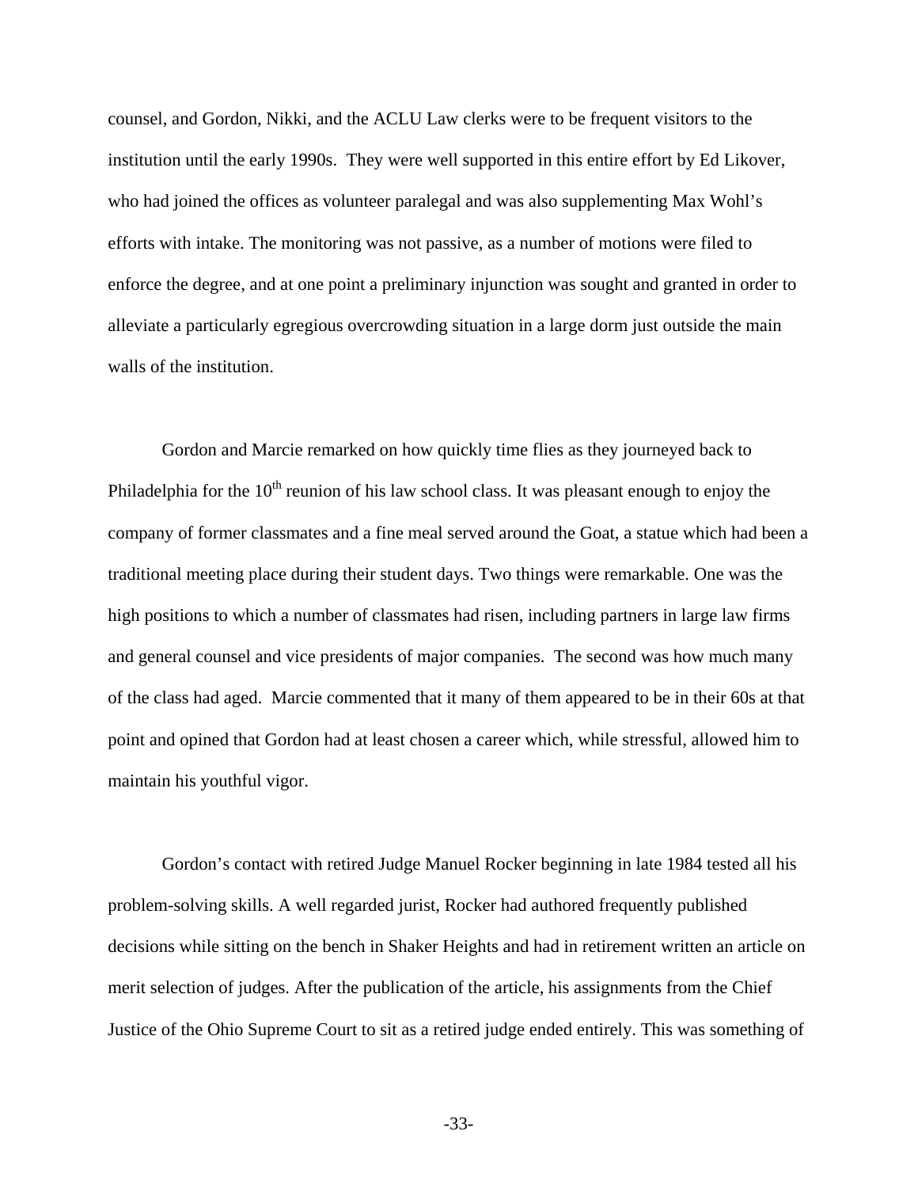counsel, and Gordon, Nikki, and the ACLU Law clerks were to be frequent visitors to the institution until the early 1990s. They were well supported in this entire effort by Ed Likover, who had joined the offices as volunteer paralegal and was also supplementing Max Wohl's efforts with intake. The monitoring was not passive, as a number of motions were filed to enforce the degree, and at one point a preliminary injunction was sought and granted in order to alleviate a particularly egregious overcrowding situation in a large dorm just outside the main walls of the institution.

Gordon and Marcie remarked on how quickly time flies as they journeyed back to Philadelphia for the 10th reunion of his law school class. It was pleasant enough to enjoy the company of former classmates and a fine meal served around the Goat, a statue which had been a traditional meeting place during their student days. Two things were remarkable. One was the high positions to which a number of classmates had risen, including partners in large law firms and general counsel and vice presidents of major companies. The second was how much many of the class had aged. Marcie commented that it many of them appeared to be in their 60s at that point and opined that Gordon had at least chosen a career which, while stressful, allowed him to maintain his youthful vigor.

Gordon's contact with retired Judge Manuel Rocker beginning in late 1984 tested all his problem-solving skills. A well regarded jurist, Rocker had authored frequently published decisions while sitting on the bench in Shaker Heights and had in retirement written an article on merit selection of judges. After the publication of the article, his assignments from the Chief Justice of the Ohio Supreme Court to sit as a retired judge ended entirely. This was something of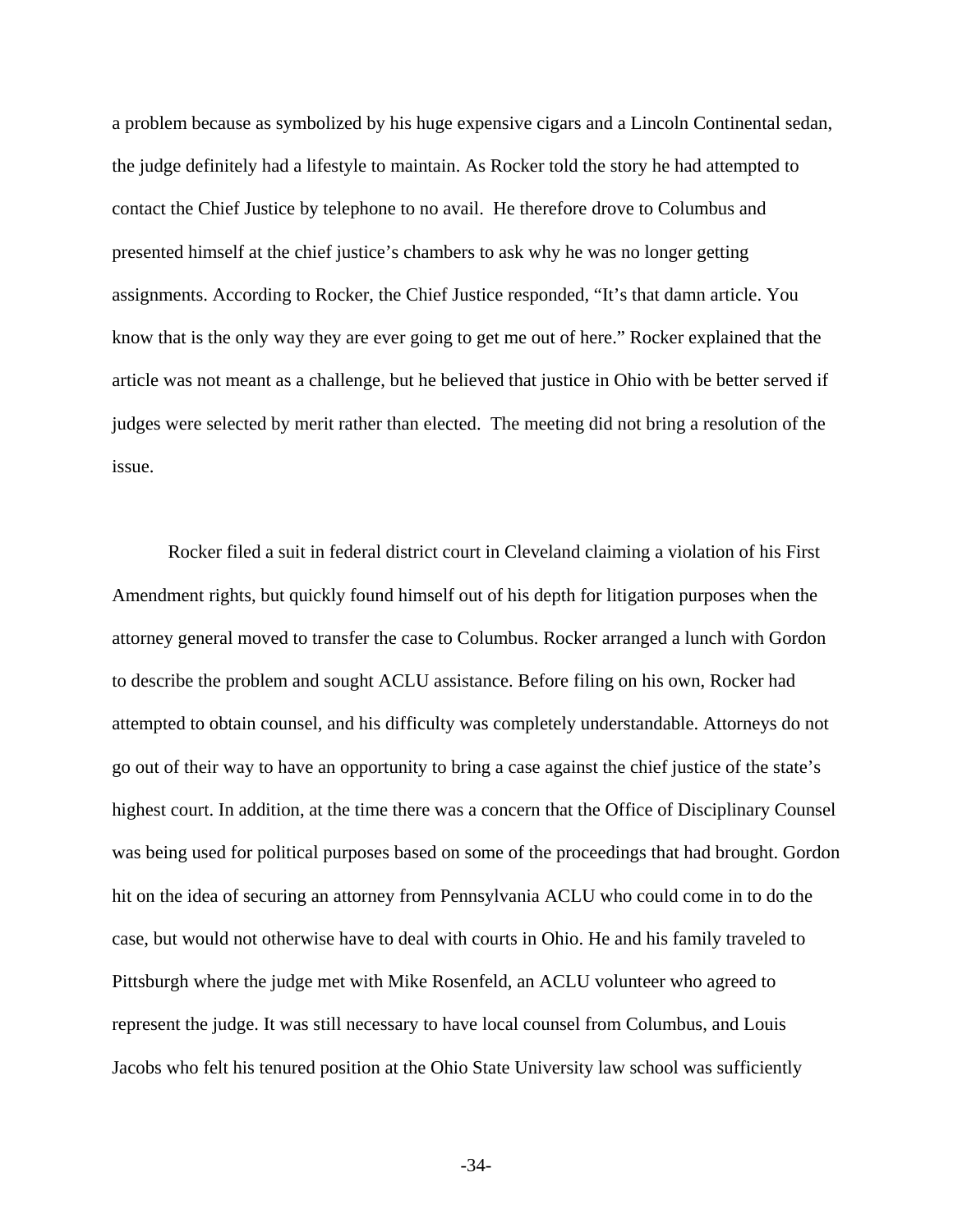a problem because as symbolized by his huge expensive cigars and a Lincoln Continental sedan, the judge definitely had a lifestyle to maintain. As Rocker told the story he had attempted to contact the Chief Justice by telephone to no avail. He therefore drove to Columbus and presented himself at the chief justice's chambers to ask why he was no longer getting assignments. According to Rocker, the Chief Justice responded, "It's that damn article. You know that is the only way they are ever going to get me out of here." Rocker explained that the article was not meant as a challenge, but he believed that justice in Ohio with be better served if judges were selected by merit rather than elected. The meeting did not bring a resolution of the issue.

Rocker filed a suit in federal district court in Cleveland claiming a violation of his First Amendment rights, but quickly found himself out of his depth for litigation purposes when the attorney general moved to transfer the case to Columbus. Rocker arranged a lunch with Gordon to describe the problem and sought ACLU assistance. Before filing on his own, Rocker had attempted to obtain counsel, and his difficulty was completely understandable. Attorneys do not go out of their way to have an opportunity to bring a case against the chief justice of the state's highest court. In addition, at the time there was a concern that the Office of Disciplinary Counsel was being used for political purposes based on some of the proceedings that had brought. Gordon hit on the idea of securing an attorney from Pennsylvania ACLU who could come in to do the case, but would not otherwise have to deal with courts in Ohio. He and his family traveled to Pittsburgh where the judge met with Mike Rosenfeld, an ACLU volunteer who agreed to represent the judge. It was still necessary to have local counsel from Columbus, and Louis Jacobs who felt his tenured position at the Ohio State University law school was sufficiently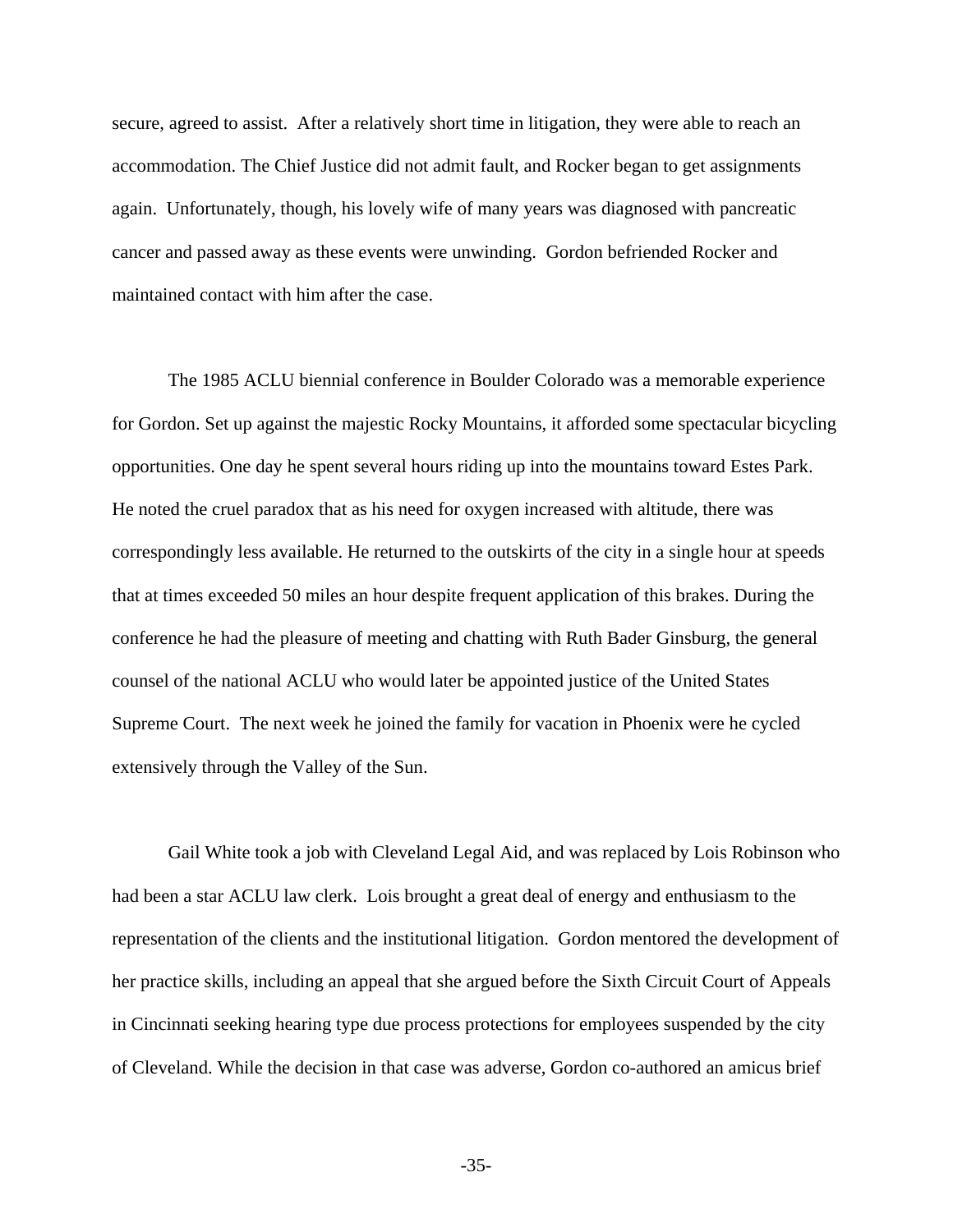secure, agreed to assist. After a relatively short time in litigation, they were able to reach an accommodation. The Chief Justice did not admit fault, and Rocker began to get assignments again. Unfortunately, though, his lovely wife of many years was diagnosed with pancreatic cancer and passed away as these events were unwinding. Gordon befriended Rocker and maintained contact with him after the case.

The 1985 ACLU biennial conference in Boulder Colorado was a memorable experience for Gordon. Set up against the majestic Rocky Mountains, it afforded some spectacular bicycling opportunities. One day he spent several hours riding up into the mountains toward Estes Park. He noted the cruel paradox that as his need for oxygen increased with altitude, there was correspondingly less available. He returned to the outskirts of the city in a single hour at speeds that at times exceeded 50 miles an hour despite frequent application of this brakes. During the conference he had the pleasure of meeting and chatting with Ruth Bader Ginsburg, the general counsel of the national ACLU who would later be appointed justice of the United States Supreme Court. The next week he joined the family for vacation in Phoenix were he cycled extensively through the Valley of the Sun.

Gail White took a job with Cleveland Legal Aid, and was replaced by Lois Robinson who had been a star ACLU law clerk. Lois brought a great deal of energy and enthusiasm to the representation of the clients and the institutional litigation. Gordon mentored the development of her practice skills, including an appeal that she argued before the Sixth Circuit Court of Appeals in Cincinnati seeking hearing type due process protections for employees suspended by the city of Cleveland. While the decision in that case was adverse, Gordon co-authored an amicus brief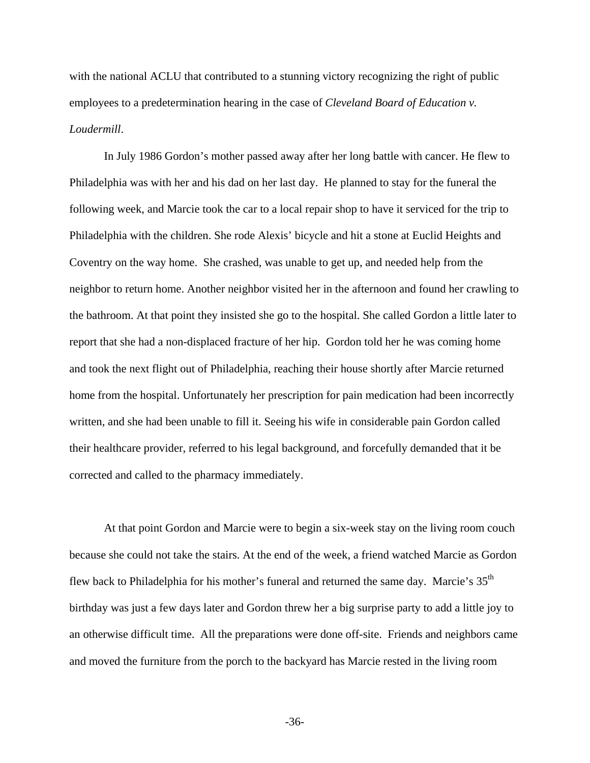with the national ACLU that contributed to a stunning victory recognizing the right of public employees to a predetermination hearing in the case of *Cleveland Board of Education v. Loudermill*.

In July 1986 Gordon's mother passed away after her long battle with cancer. He flew to Philadelphia was with her and his dad on her last day. He planned to stay for the funeral the following week, and Marcie took the car to a local repair shop to have it serviced for the trip to Philadelphia with the children. She rode Alexis' bicycle and hit a stone at Euclid Heights and Coventry on the way home. She crashed, was unable to get up, and needed help from the neighbor to return home. Another neighbor visited her in the afternoon and found her crawling to the bathroom. At that point they insisted she go to the hospital. She called Gordon a little later to report that she had a non-displaced fracture of her hip. Gordon told her he was coming home and took the next flight out of Philadelphia, reaching their house shortly after Marcie returned home from the hospital. Unfortunately her prescription for pain medication had been incorrectly written, and she had been unable to fill it. Seeing his wife in considerable pain Gordon called their healthcare provider, referred to his legal background, and forcefully demanded that it be corrected and called to the pharmacy immediately.

At that point Gordon and Marcie were to begin a six-week stay on the living room couch because she could not take the stairs. At the end of the week, a friend watched Marcie as Gordon flew back to Philadelphia for his mother's funeral and returned the same day. Marcie's 35th birthday was just a few days later and Gordon threw her a big surprise party to add a little joy to an otherwise difficult time. All the preparations were done off-site. Friends and neighbors came and moved the furniture from the porch to the backyard has Marcie rested in the living room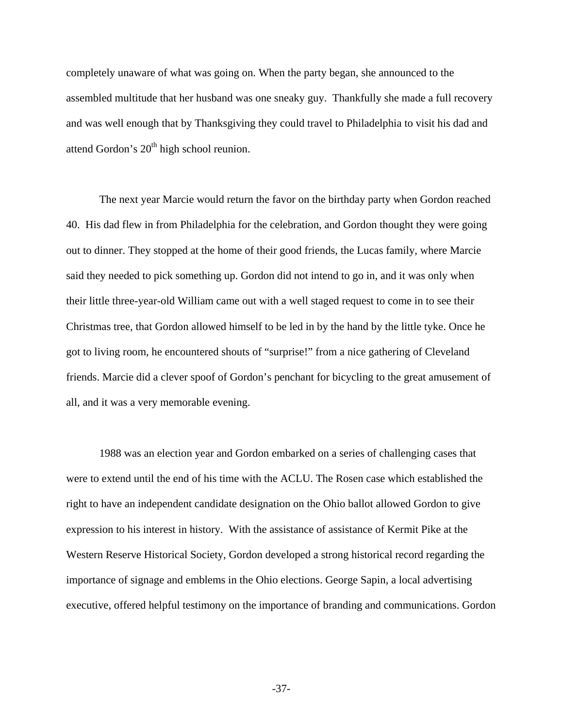completely unaware of what was going on. When the party began, she announced to the assembled multitude that her husband was one sneaky guy. Thankfully she made a full recovery and was well enough that by Thanksgiving they could travel to Philadelphia to visit his dad and attend Gordon's 20th high school reunion.

The next year Marcie would return the favor on the birthday party when Gordon reached 40. His dad flew in from Philadelphia for the celebration, and Gordon thought they were going out to dinner. They stopped at the home of their good friends, the Lucas family, where Marcie said they needed to pick something up. Gordon did not intend to go in, and it was only when their little three-year-old William came out with a well staged request to come in to see their Christmas tree, that Gordon allowed himself to be led in by the hand by the little tyke. Once he got to living room, he encountered shouts of "surprise!" from a nice gathering of Cleveland friends. Marcie did a clever spoof of Gordon's penchant for bicycling to the great amusement of all, and it was a very memorable evening.

1988 was an election year and Gordon embarked on a series of challenging cases that were to extend until the end of his time with the ACLU. The Rosen case which established the right to have an independent candidate designation on the Ohio ballot allowed Gordon to give expression to his interest in history. With the assistance of assistance of Kermit Pike at the Western Reserve Historical Society, Gordon developed a strong historical record regarding the importance of signage and emblems in the Ohio elections. George Sapin, a local advertising executive, offered helpful testimony on the importance of branding and communications. Gordon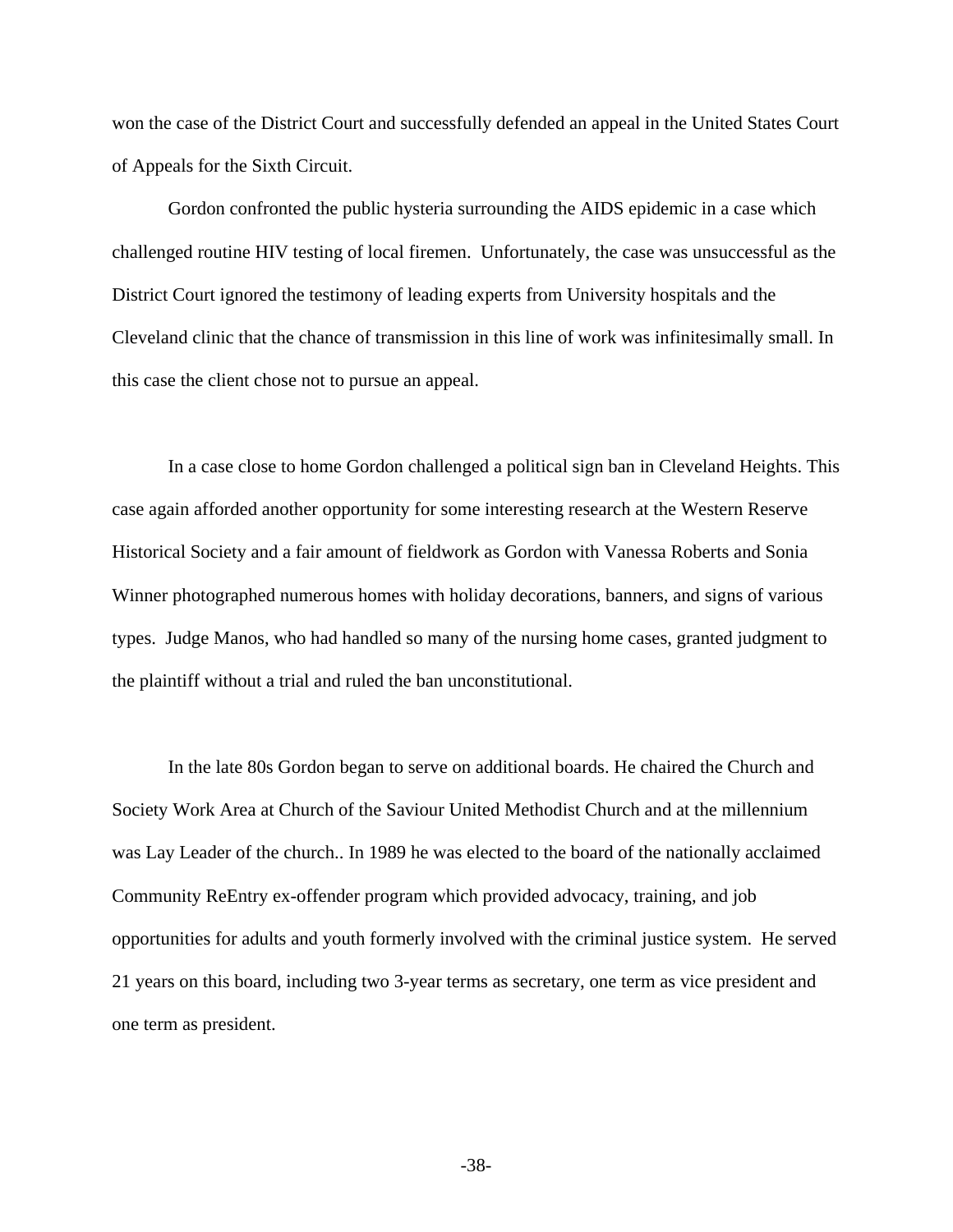won the case of the District Court and successfully defended an appeal in the United States Court of Appeals for the Sixth Circuit.

Gordon confronted the public hysteria surrounding the AIDS epidemic in a case which challenged routine HIV testing of local firemen. Unfortunately, the case was unsuccessful as the District Court ignored the testimony of leading experts from University hospitals and the Cleveland clinic that the chance of transmission in this line of work was infinitesimally small. In this case the client chose not to pursue an appeal.

In a case close to home Gordon challenged a political sign ban in Cleveland Heights. This case again afforded another opportunity for some interesting research at the Western Reserve Historical Society and a fair amount of fieldwork as Gordon with Vanessa Roberts and Sonia Winner photographed numerous homes with holiday decorations, banners, and signs of various types. Judge Manos, who had handled so many of the nursing home cases, granted judgment to the plaintiff without a trial and ruled the ban unconstitutional.

In the late 80s Gordon began to serve on additional boards. He chaired the Church and Society Work Area at Church of the Saviour United Methodist Church and at the millennium was Lay Leader of the church.. In 1989 he was elected to the board of the nationally acclaimed Community ReEntry ex-offender program which provided advocacy, training, and job opportunities for adults and youth formerly involved with the criminal justice system. He served 21 years on this board, including two 3-year terms as secretary, one term as vice president and one term as president.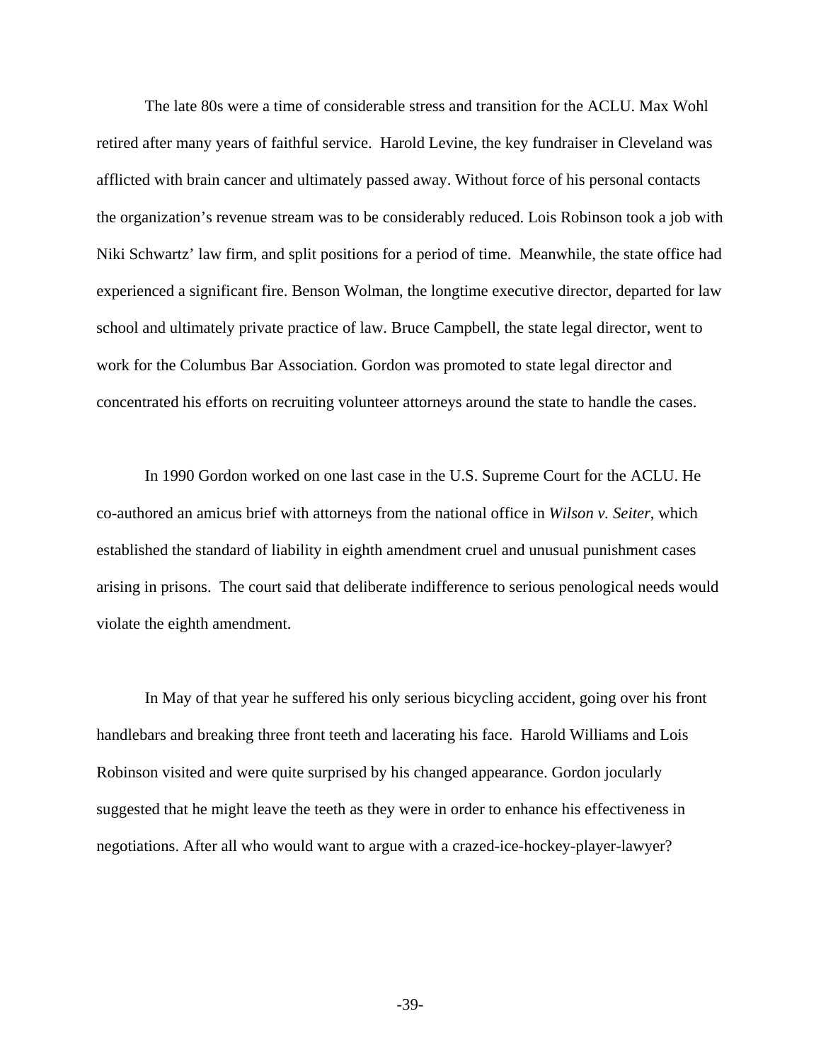The late 80s were a time of considerable stress and transition for the ACLU. Max Wohl retired after many years of faithful service. Harold Levine, the key fundraiser in Cleveland was afflicted with brain cancer and ultimately passed away. Without force of his personal contacts the organization's revenue stream was to be considerably reduced. Lois Robinson took a job with Niki Schwartz' law firm, and split positions for a period of time. Meanwhile, the state office had experienced a significant fire. Benson Wolman, the longtime executive director, departed for law school and ultimately private practice of law. Bruce Campbell, the state legal director, went to work for the Columbus Bar Association. Gordon was promoted to state legal director and concentrated his efforts on recruiting volunteer attorneys around the state to handle the cases.

In 1990 Gordon worked on one last case in the U.S. Supreme Court for the ACLU. He co-authored an amicus brief with attorneys from the national office in *Wilson v. Seiter*, which established the standard of liability in eighth amendment cruel and unusual punishment cases arising in prisons. The court said that deliberate indifference to serious penological needs would violate the eighth amendment.

In May of that year he suffered his only serious bicycling accident, going over his front handlebars and breaking three front teeth and lacerating his face. Harold Williams and Lois Robinson visited and were quite surprised by his changed appearance. Gordon jocularly suggested that he might leave the teeth as they were in order to enhance his effectiveness in negotiations. After all who would want to argue with a crazed-ice-hockey-player-lawyer?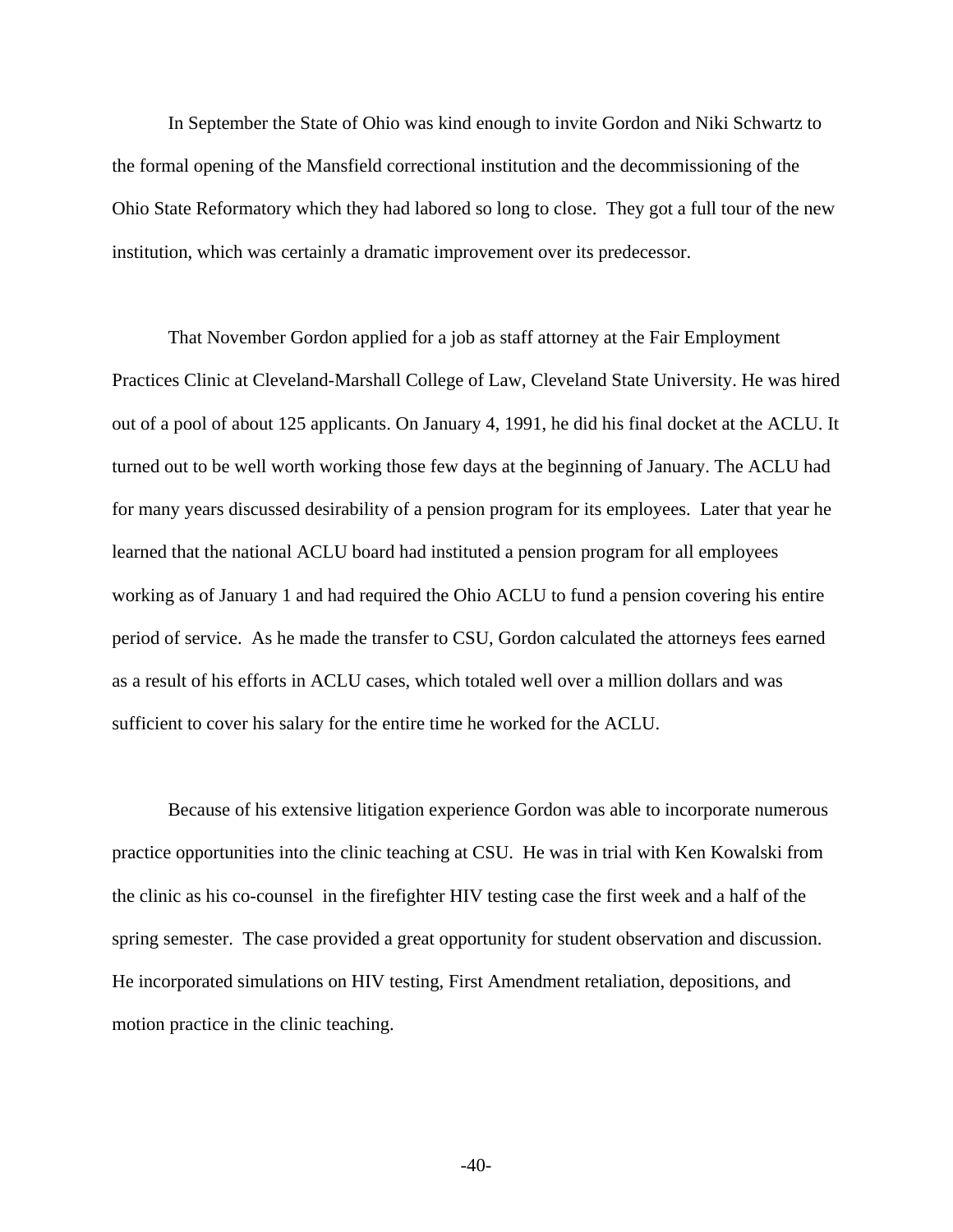In September the State of Ohio was kind enough to invite Gordon and Niki Schwartz to the formal opening of the Mansfield correctional institution and the decommissioning of the Ohio State Reformatory which they had labored so long to close. They got a full tour of the new institution, which was certainly a dramatic improvement over its predecessor.

That November Gordon applied for a job as staff attorney at the Fair Employment Practices Clinic at Cleveland-Marshall College of Law, Cleveland State University. He was hired out of a pool of about 125 applicants. On January 4, 1991, he did his final docket at the ACLU. It turned out to be well worth working those few days at the beginning of January. The ACLU had for many years discussed desirability of a pension program for its employees. Later that year he learned that the national ACLU board had instituted a pension program for all employees working as of January 1 and had required the Ohio ACLU to fund a pension covering his entire period of service. As he made the transfer to CSU, Gordon calculated the attorneys fees earned as a result of his efforts in ACLU cases, which totaled well over a million dollars and was sufficient to cover his salary for the entire time he worked for the ACLU.

Because of his extensive litigation experience Gordon was able to incorporate numerous practice opportunities into the clinic teaching at CSU. He was in trial with Ken Kowalski from the clinic as his co-counsel in the firefighter HIV testing case the first week and a half of the spring semester. The case provided a great opportunity for student observation and discussion. He incorporated simulations on HIV testing, First Amendment retaliation, depositions, and motion practice in the clinic teaching.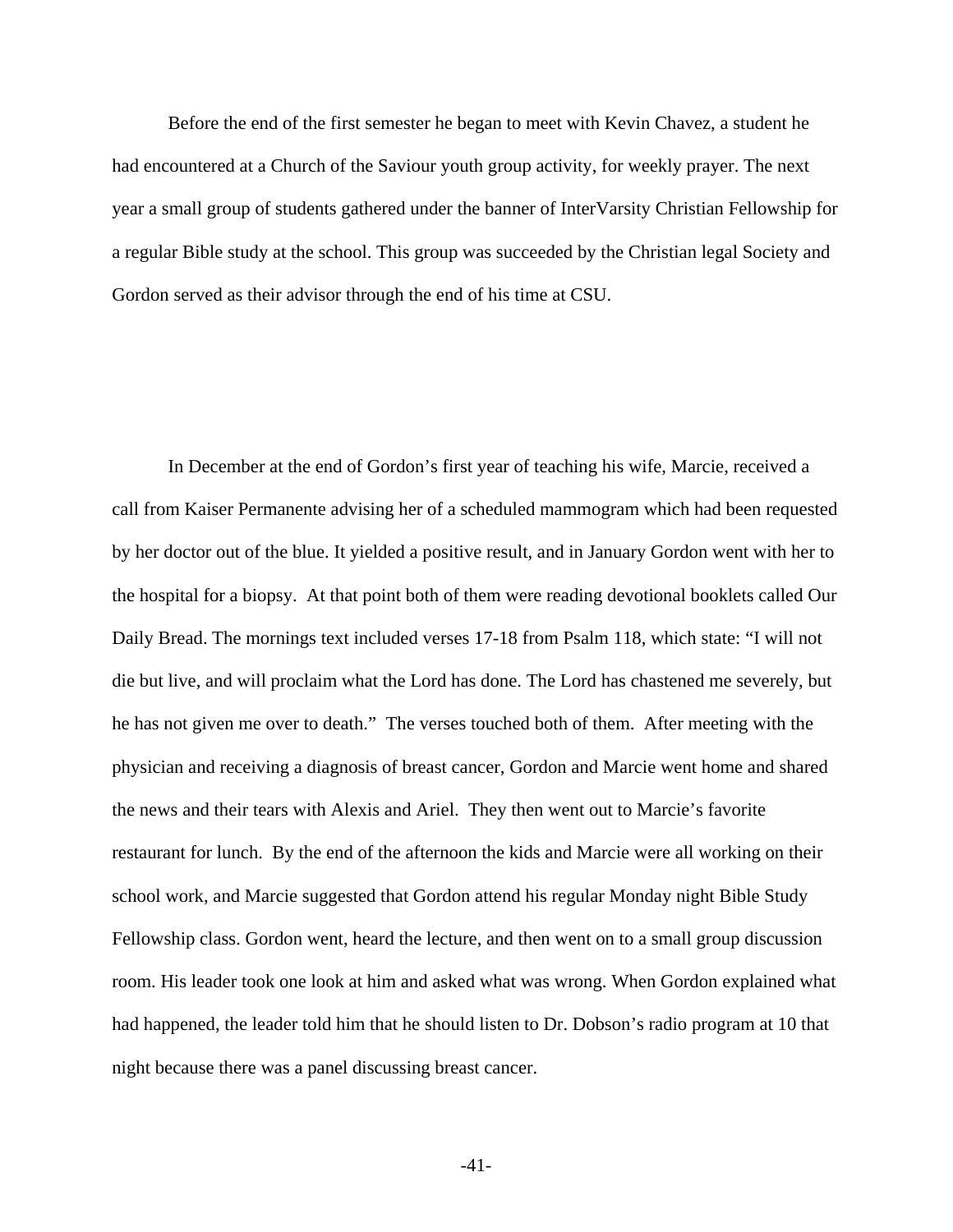Before the end of the first semester he began to meet with Kevin Chavez, a student he had encountered at a Church of the Saviour youth group activity, for weekly prayer. The next year a small group of students gathered under the banner of InterVarsity Christian Fellowship for a regular Bible study at the school. This group was succeeded by the Christian legal Society and Gordon served as their advisor through the end of his time at CSU.

In December at the end of Gordon's first year of teaching his wife, Marcie, received a call from Kaiser Permanente advising her of a scheduled mammogram which had been requested by her doctor out of the blue. It yielded a positive result, and in January Gordon went with her to the hospital for a biopsy. At that point both of them were reading devotional booklets called Our Daily Bread. The mornings text included verses 17-18 from Psalm 118, which state: "I will not die but live, and will proclaim what the Lord has done. The Lord has chastened me severely, but he has not given me over to death." The verses touched both of them. After meeting with the physician and receiving a diagnosis of breast cancer, Gordon and Marcie went home and shared the news and their tears with Alexis and Ariel. They then went out to Marcie's favorite restaurant for lunch. By the end of the afternoon the kids and Marcie were all working on their school work, and Marcie suggested that Gordon attend his regular Monday night Bible Study Fellowship class. Gordon went, heard the lecture, and then went on to a small group discussion room. His leader took one look at him and asked what was wrong. When Gordon explained what had happened, the leader told him that he should listen to Dr. Dobson's radio program at 10 that night because there was a panel discussing breast cancer.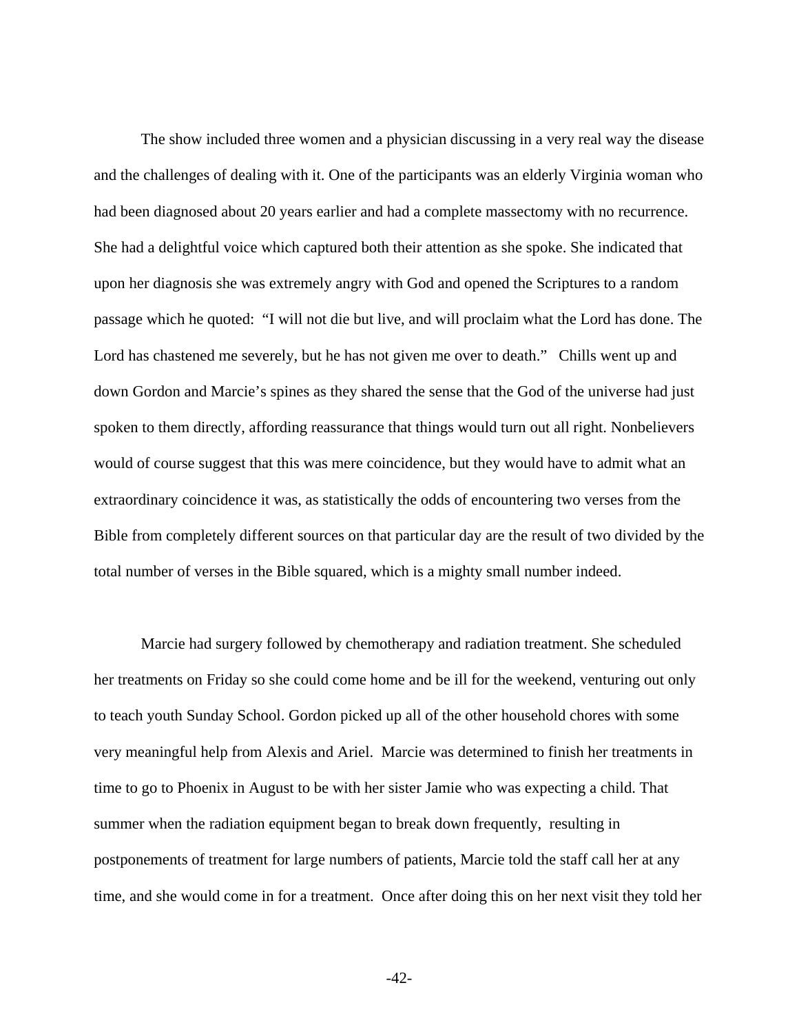The show included three women and a physician discussing in a very real way the disease and the challenges of dealing with it. One of the participants was an elderly Virginia woman who had been diagnosed about 20 years earlier and had a complete massectomy with no recurrence. She had a delightful voice which captured both their attention as she spoke. She indicated that upon her diagnosis she was extremely angry with God and opened the Scriptures to a random passage which he quoted: "I will not die but live, and will proclaim what the Lord has done. The Lord has chastened me severely, but he has not given me over to death." Chills went up and down Gordon and Marcie's spines as they shared the sense that the God of the universe had just spoken to them directly, affording reassurance that things would turn out all right. Nonbelievers would of course suggest that this was mere coincidence, but they would have to admit what an extraordinary coincidence it was, as statistically the odds of encountering two verses from the Bible from completely different sources on that particular day are the result of two divided by the total number of verses in the Bible squared, which is a mighty small number indeed.

Marcie had surgery followed by chemotherapy and radiation treatment. She scheduled her treatments on Friday so she could come home and be ill for the weekend, venturing out only to teach youth Sunday School. Gordon picked up all of the other household chores with some very meaningful help from Alexis and Ariel. Marcie was determined to finish her treatments in time to go to Phoenix in August to be with her sister Jamie who was expecting a child. That summer when the radiation equipment began to break down frequently, resulting in postponements of treatment for large numbers of patients, Marcie told the staff call her at any time, and she would come in for a treatment. Once after doing this on her next visit they told her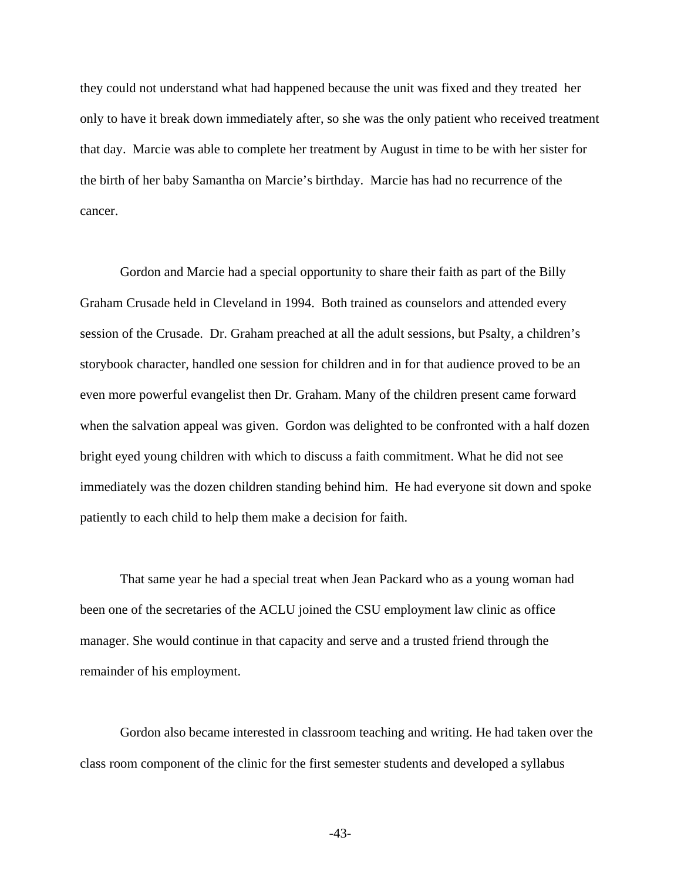they could not understand what had happened because the unit was fixed and they treated her only to have it break down immediately after, so she was the only patient who received treatment that day. Marcie was able to complete her treatment by August in time to be with her sister for the birth of her baby Samantha on Marcie's birthday. Marcie has had no recurrence of the cancer.

Gordon and Marcie had a special opportunity to share their faith as part of the Billy Graham Crusade held in Cleveland in 1994. Both trained as counselors and attended every session of the Crusade. Dr. Graham preached at all the adult sessions, but Psalty, a children's storybook character, handled one session for children and in for that audience proved to be an even more powerful evangelist then Dr. Graham. Many of the children present came forward when the salvation appeal was given. Gordon was delighted to be confronted with a half dozen bright eyed young children with which to discuss a faith commitment. What he did not see immediately was the dozen children standing behind him. He had everyone sit down and spoke patiently to each child to help them make a decision for faith.

That same year he had a special treat when Jean Packard who as a young woman had been one of the secretaries of the ACLU joined the CSU employment law clinic as office manager. She would continue in that capacity and serve and a trusted friend through the remainder of his employment.

Gordon also became interested in classroom teaching and writing. He had taken over the class room component of the clinic for the first semester students and developed a syllabus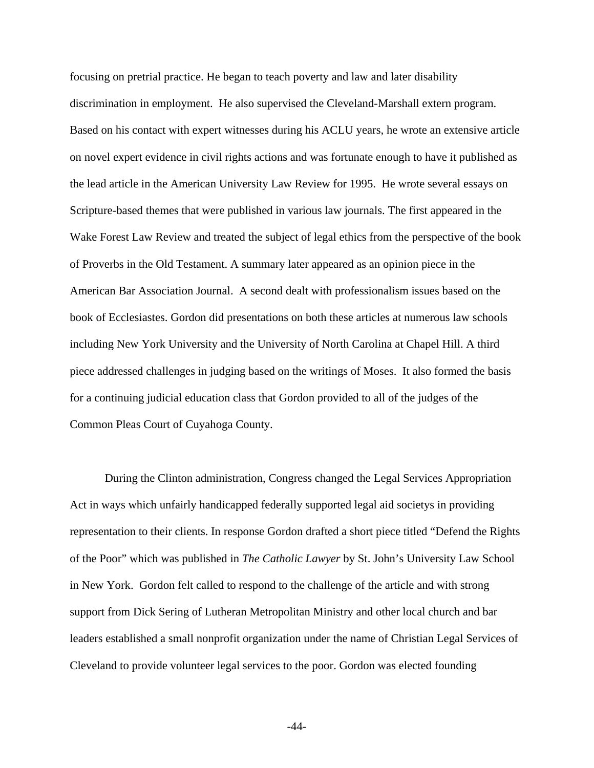focusing on pretrial practice. He began to teach poverty and law and later disability discrimination in employment. He also supervised the Cleveland-Marshall extern program. Based on his contact with expert witnesses during his ACLU years, he wrote an extensive article on novel expert evidence in civil rights actions and was fortunate enough to have it published as the lead article in the American University Law Review for 1995. He wrote several essays on Scripture-based themes that were published in various law journals. The first appeared in the Wake Forest Law Review and treated the subject of legal ethics from the perspective of the book of Proverbs in the Old Testament. A summary later appeared as an opinion piece in the American Bar Association Journal. A second dealt with professionalism issues based on the book of Ecclesiastes. Gordon did presentations on both these articles at numerous law schools including New York University and the University of North Carolina at Chapel Hill. A third piece addressed challenges in judging based on the writings of Moses. It also formed the basis for a continuing judicial education class that Gordon provided to all of the judges of the Common Pleas Court of Cuyahoga County.

During the Clinton administration, Congress changed the Legal Services Appropriation Act in ways which unfairly handicapped federally supported legal aid societys in providing representation to their clients. In response Gordon drafted a short piece titled “Defend the Rights of the Poor” which was published in *The Catholic Lawyer* by St. John’s University Law School in New York. Gordon felt called to respond to the challenge of the article and with strong support from Dick Sering of Lutheran Metropolitan Ministry and other local church and bar leaders established a small nonprofit organization under the name of Christian Legal Services of Cleveland to provide volunteer legal services to the poor. Gordon was elected founding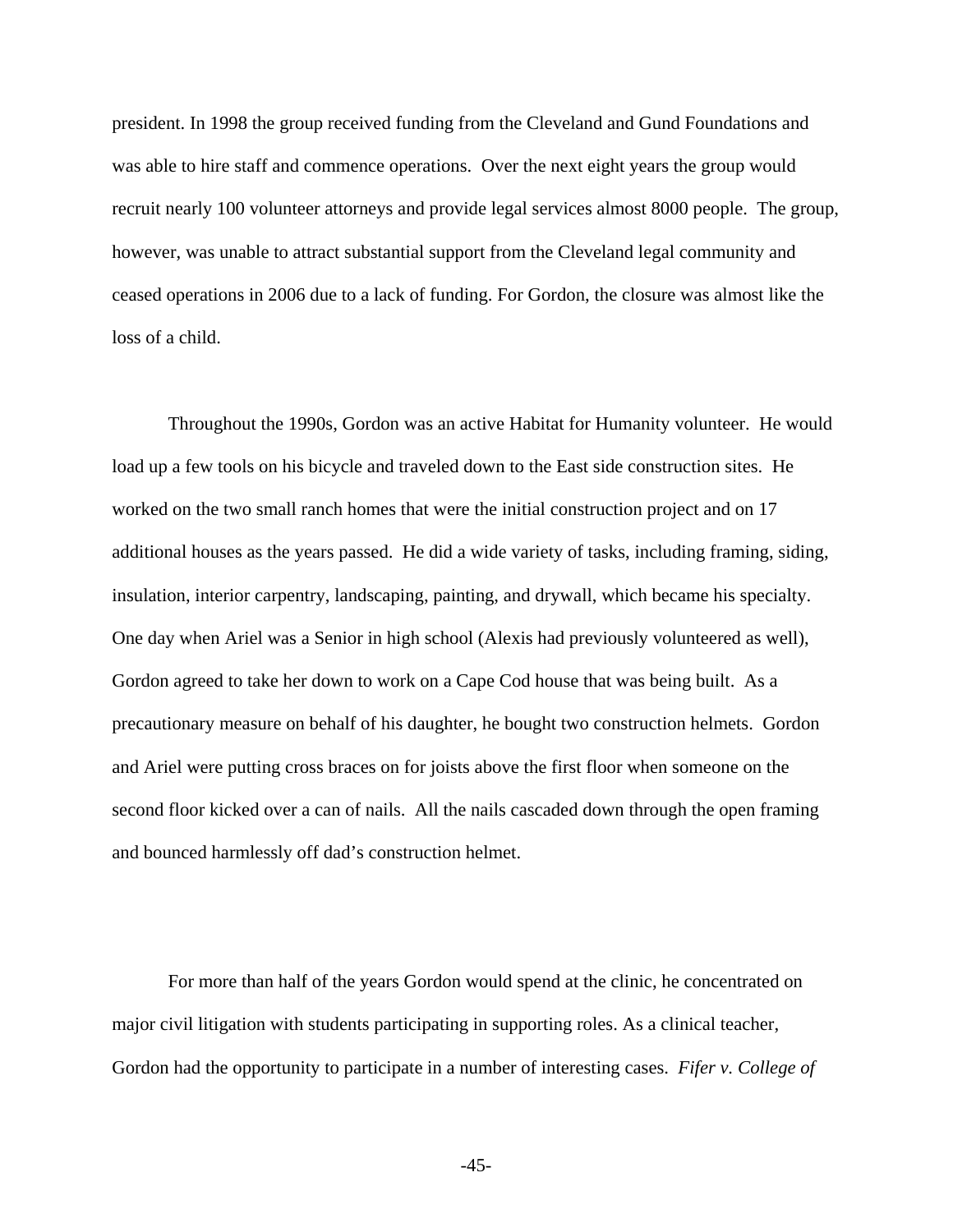president. In 1998 the group received funding from the Cleveland and Gund Foundations and was able to hire staff and commence operations. Over the next eight years the group would recruit nearly 100 volunteer attorneys and provide legal services almost 8000 people. The group, however, was unable to attract substantial support from the Cleveland legal community and ceased operations in 2006 due to a lack of funding. For Gordon, the closure was almost like the loss of a child.

Throughout the 1990s, Gordon was an active Habitat for Humanity volunteer. He would load up a few tools on his bicycle and traveled down to the East side construction sites. He worked on the two small ranch homes that were the initial construction project and on 17 additional houses as the years passed. He did a wide variety of tasks, including framing, siding, insulation, interior carpentry, landscaping, painting, and drywall, which became his specialty. One day when Ariel was a Senior in high school (Alexis had previously volunteered as well), Gordon agreed to take her down to work on a Cape Cod house that was being built. As a precautionary measure on behalf of his daughter, he bought two construction helmets. Gordon and Ariel were putting cross braces on for joists above the first floor when someone on the second floor kicked over a can of nails. All the nails cascaded down through the open framing and bounced harmlessly off dad's construction helmet.

For more than half of the years Gordon would spend at the clinic, he concentrated on major civil litigation with students participating in supporting roles. As a clinical teacher, Gordon had the opportunity to participate in a number of interesting cases. *Fifer v. College of*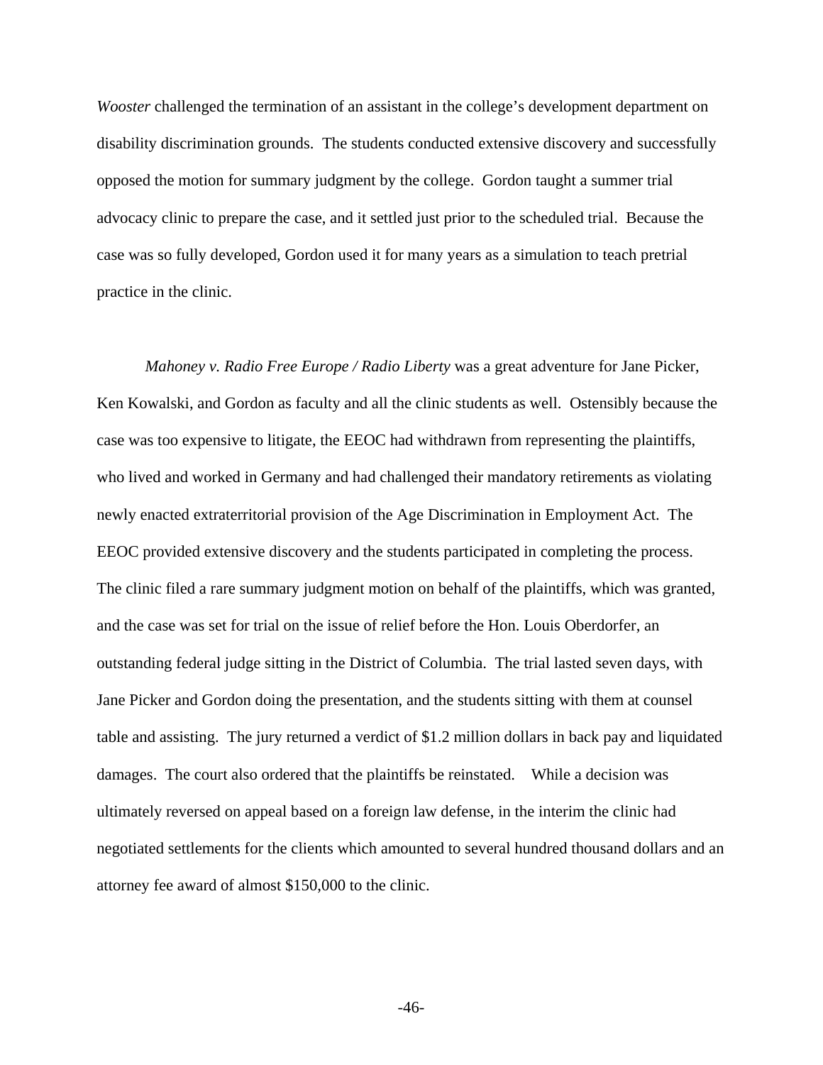*Wooster* challenged the termination of an assistant in the college's development department on disability discrimination grounds. The students conducted extensive discovery and successfully opposed the motion for summary judgment by the college. Gordon taught a summer trial advocacy clinic to prepare the case, and it settled just prior to the scheduled trial. Because the case was so fully developed, Gordon used it for many years as a simulation to teach pretrial practice in the clinic.

*Mahoney v. Radio Free Europe / Radio Liberty* was a great adventure for Jane Picker, Ken Kowalski, and Gordon as faculty and all the clinic students as well. Ostensibly because the case was too expensive to litigate, the EEOC had withdrawn from representing the plaintiffs, who lived and worked in Germany and had challenged their mandatory retirements as violating newly enacted extraterritorial provision of the Age Discrimination in Employment Act. The EEOC provided extensive discovery and the students participated in completing the process. The clinic filed a rare summary judgment motion on behalf of the plaintiffs, which was granted, and the case was set for trial on the issue of relief before the Hon. Louis Oberdorfer, an outstanding federal judge sitting in the District of Columbia. The trial lasted seven days, with Jane Picker and Gordon doing the presentation, and the students sitting with them at counsel table and assisting. The jury returned a verdict of $1.2 million dollars in back pay and liquidated damages. The court also ordered that the plaintiffs be reinstated. While a decision was ultimately reversed on appeal based on a foreign law defense, in the interim the clinic had negotiated settlements for the clients which amounted to several hundred thousand dollars and an attorney fee award of almost $150,000 to the clinic.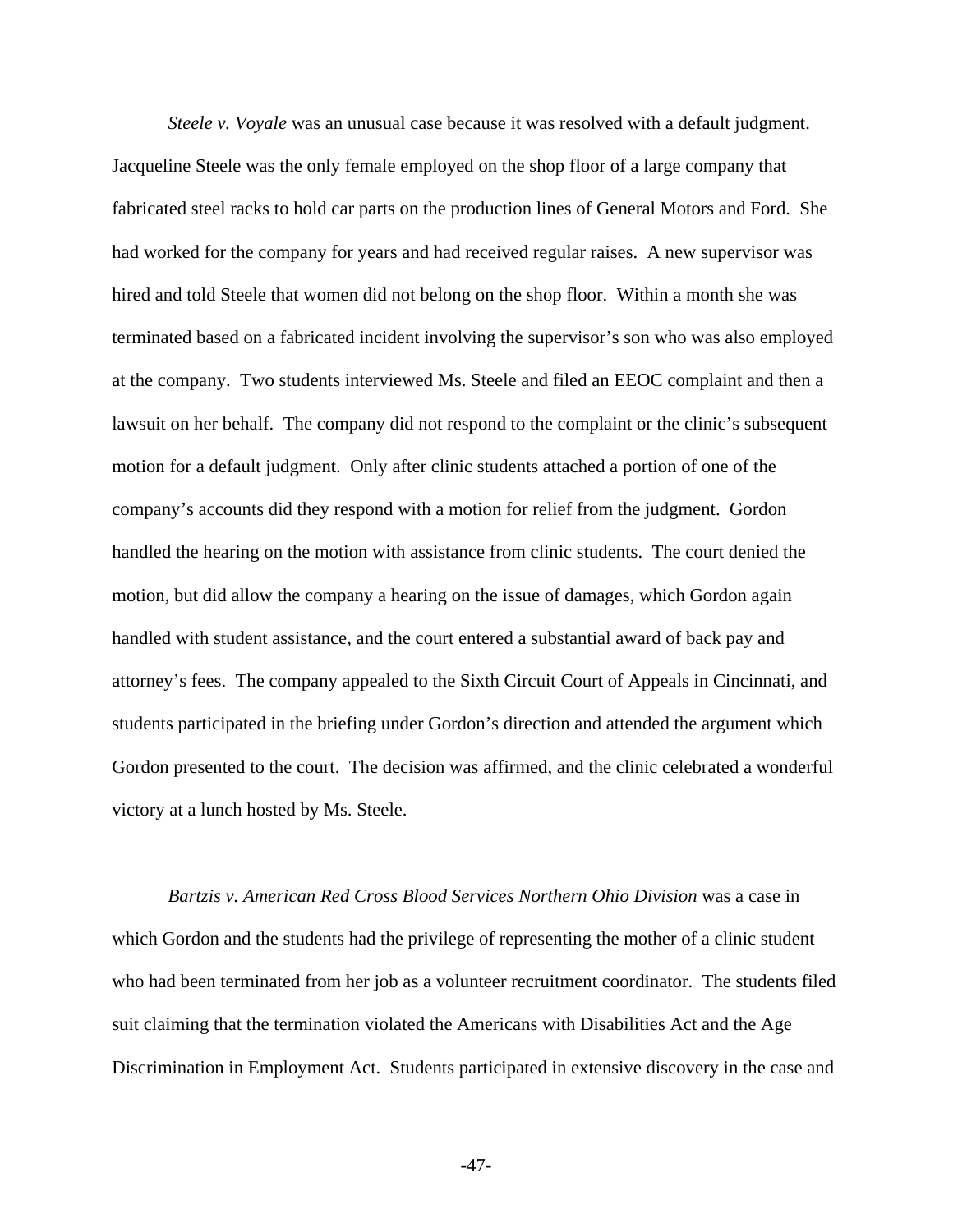*Steele v. Voyale* was an unusual case because it was resolved with a default judgment. Jacqueline Steele was the only female employed on the shop floor of a large company that fabricated steel racks to hold car parts on the production lines of General Motors and Ford. She had worked for the company for years and had received regular raises. A new supervisor was hired and told Steele that women did not belong on the shop floor. Within a month she was terminated based on a fabricated incident involving the supervisor's son who was also employed at the company. Two students interviewed Ms. Steele and filed an EEOC complaint and then a lawsuit on her behalf. The company did not respond to the complaint or the clinic's subsequent motion for a default judgment. Only after clinic students attached a portion of one of the company's accounts did they respond with a motion for relief from the judgment. Gordon handled the hearing on the motion with assistance from clinic students. The court denied the motion, but did allow the company a hearing on the issue of damages, which Gordon again handled with student assistance, and the court entered a substantial award of back pay and attorney's fees. The company appealed to the Sixth Circuit Court of Appeals in Cincinnati, and students participated in the briefing under Gordon's direction and attended the argument which Gordon presented to the court. The decision was affirmed, and the clinic celebrated a wonderful victory at a lunch hosted by Ms. Steele.

*Bartzis v. American Red Cross Blood Services Northern Ohio Division* was a case in which Gordon and the students had the privilege of representing the mother of a clinic student who had been terminated from her job as a volunteer recruitment coordinator. The students filed suit claiming that the termination violated the Americans with Disabilities Act and the Age Discrimination in Employment Act. Students participated in extensive discovery in the case and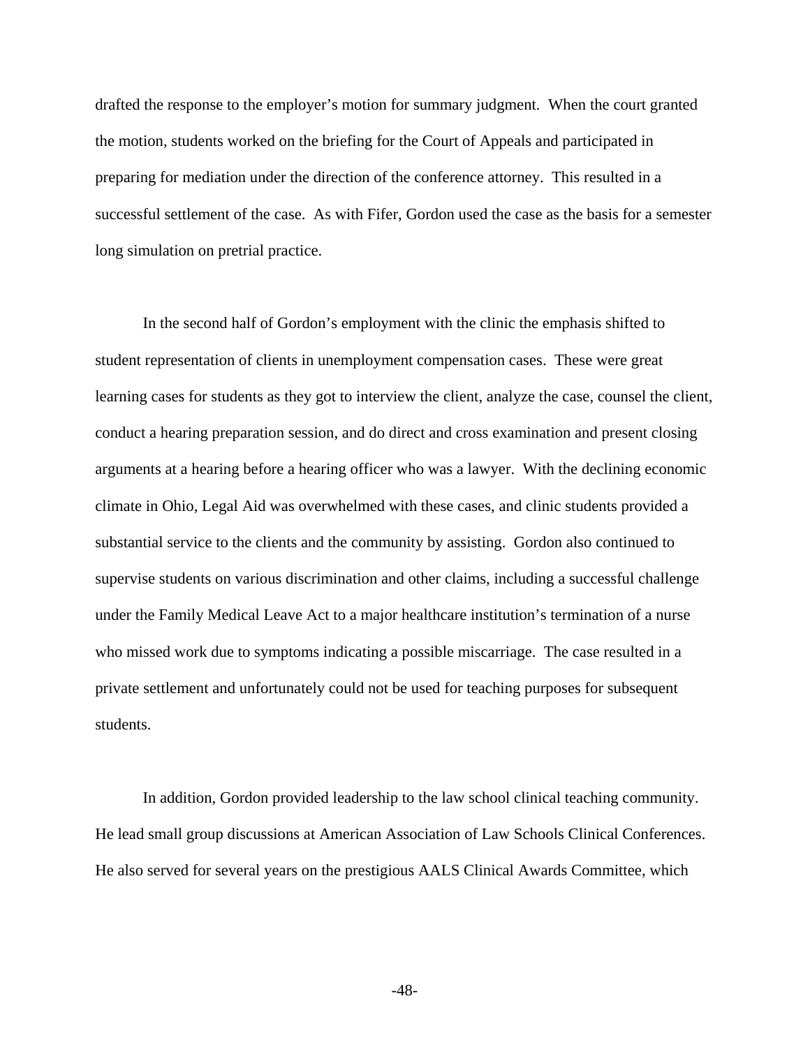drafted the response to the employer's motion for summary judgment. When the court granted the motion, students worked on the briefing for the Court of Appeals and participated in preparing for mediation under the direction of the conference attorney. This resulted in a successful settlement of the case. As with Fifer, Gordon used the case as the basis for a semester long simulation on pretrial practice.

In the second half of Gordon's employment with the clinic the emphasis shifted to student representation of clients in unemployment compensation cases. These were great learning cases for students as they got to interview the client, analyze the case, counsel the client, conduct a hearing preparation session, and do direct and cross examination and present closing arguments at a hearing before a hearing officer who was a lawyer. With the declining economic climate in Ohio, Legal Aid was overwhelmed with these cases, and clinic students provided a substantial service to the clients and the community by assisting. Gordon also continued to supervise students on various discrimination and other claims, including a successful challenge under the Family Medical Leave Act to a major healthcare institution's termination of a nurse who missed work due to symptoms indicating a possible miscarriage. The case resulted in a private settlement and unfortunately could not be used for teaching purposes for subsequent students.

In addition, Gordon provided leadership to the law school clinical teaching community. He lead small group discussions at American Association of Law Schools Clinical Conferences. He also served for several years on the prestigious AALS Clinical Awards Committee, which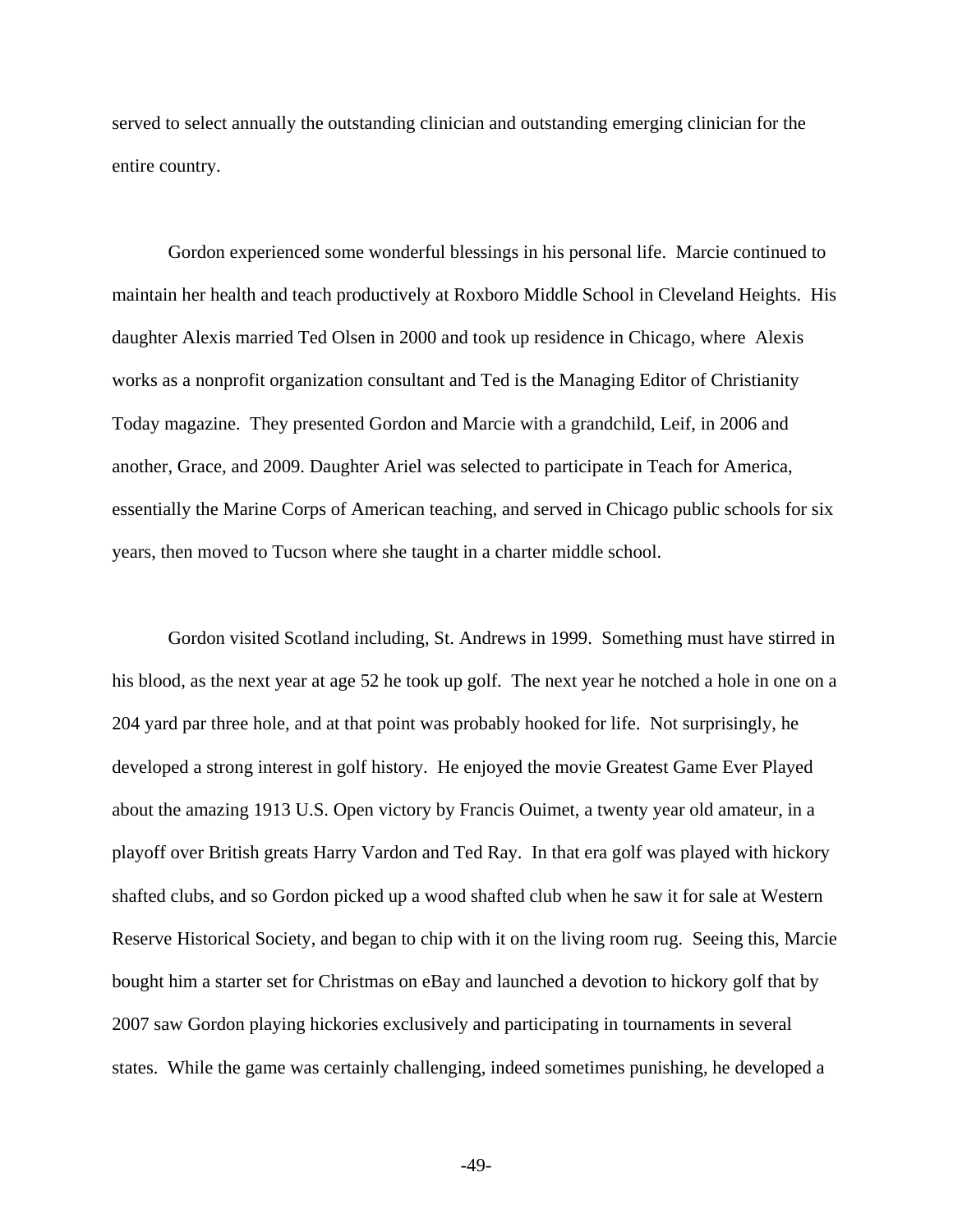served to select annually the outstanding clinician and outstanding emerging clinician for the entire country.

Gordon experienced some wonderful blessings in his personal life. Marcie continued to maintain her health and teach productively at Roxboro Middle School in Cleveland Heights. His daughter Alexis married Ted Olsen in 2000 and took up residence in Chicago, where Alexis works as a nonprofit organization consultant and Ted is the Managing Editor of Christianity Today magazine. They presented Gordon and Marcie with a grandchild, Leif, in 2006 and another, Grace, and 2009. Daughter Ariel was selected to participate in Teach for America, essentially the Marine Corps of American teaching, and served in Chicago public schools for six years, then moved to Tucson where she taught in a charter middle school.

Gordon visited Scotland including, St. Andrews in 1999. Something must have stirred in his blood, as the next year at age 52 he took up golf. The next year he notched a hole in one on a 204 yard par three hole, and at that point was probably hooked for life. Not surprisingly, he developed a strong interest in golf history. He enjoyed the movie Greatest Game Ever Played about the amazing 1913 U.S. Open victory by Francis Ouimet, a twenty year old amateur, in a playoff over British greats Harry Vardon and Ted Ray. In that era golf was played with hickory shafted clubs, and so Gordon picked up a wood shafted club when he saw it for sale at Western Reserve Historical Society, and began to chip with it on the living room rug. Seeing this, Marcie bought him a starter set for Christmas on eBay and launched a devotion to hickory golf that by 2007 saw Gordon playing hickories exclusively and participating in tournaments in several states. While the game was certainly challenging, indeed sometimes punishing, he developed a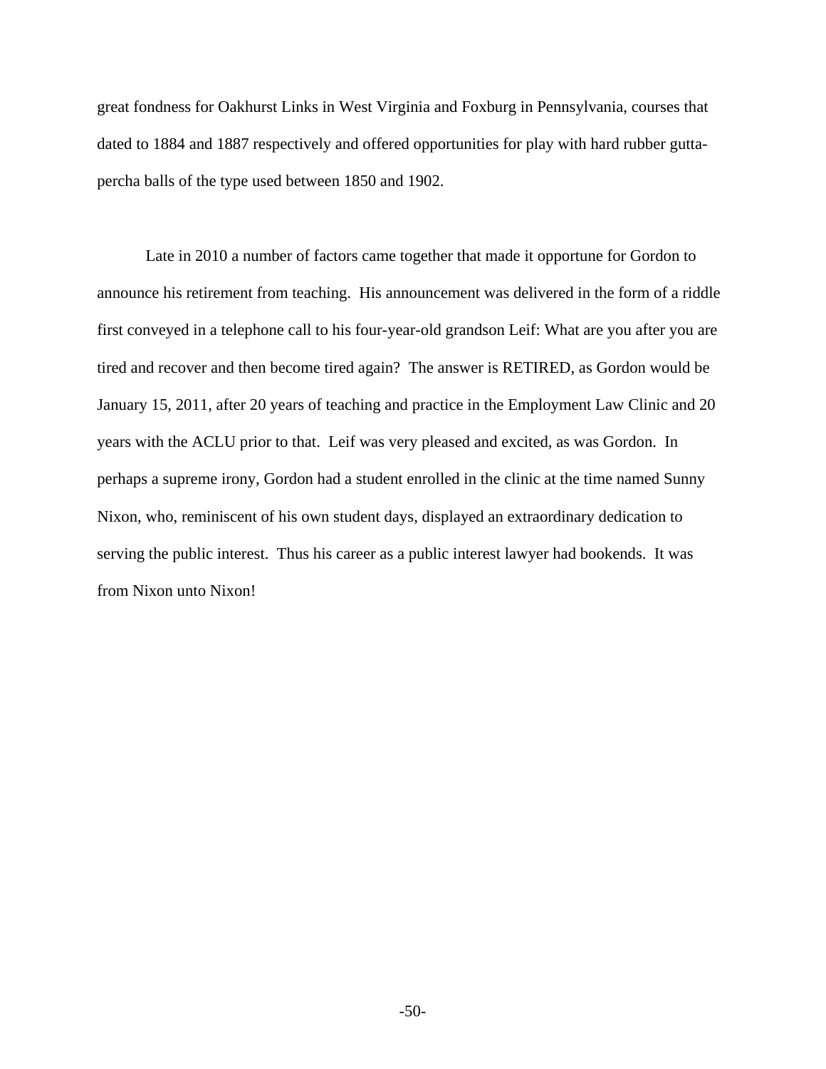great fondness for Oakhurst Links in West Virginia and Foxburg in Pennsylvania, courses that dated to 1884 and 1887 respectively and offered opportunities for play with hard rubber gutta-percha balls of the type used between 1850 and 1902.

Late in 2010 a number of factors came together that made it opportune for Gordon to announce his retirement from teaching. His announcement was delivered in the form of a riddle first conveyed in a telephone call to his four-year-old grandson Leif: What are you after you are tired and recover and then become tired again? The answer is RETIRED, as Gordon would be January 15, 2011, after 20 years of teaching and practice in the Employment Law Clinic and 20 years with the ACLU prior to that. Leif was very pleased and excited, as was Gordon. In perhaps a supreme irony, Gordon had a student enrolled in the clinic at the time named Sunny Nixon, who, reminiscent of his own student days, displayed an extraordinary dedication to serving the public interest. Thus his career as a public interest lawyer had bookends. It was from Nixon unto Nixon!